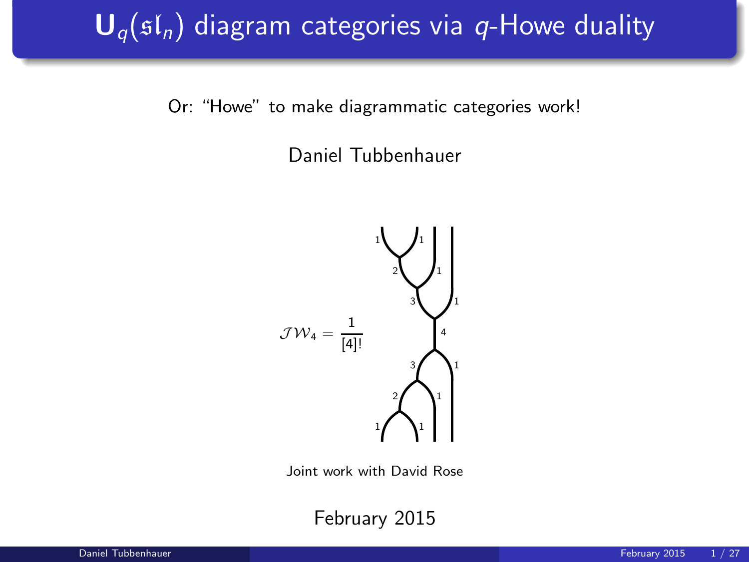# $\mathbf{U}_q(\mathfrak{sl}_n)$ diagram categories via $q$-Howe duality

Or: "Howe" to make diagrammatic categories work!

Daniel Tubbenhauer

$$\mathcal{JW}_4 = \frac{1}{[4]!}$$

Joint work with David Rose

February 2015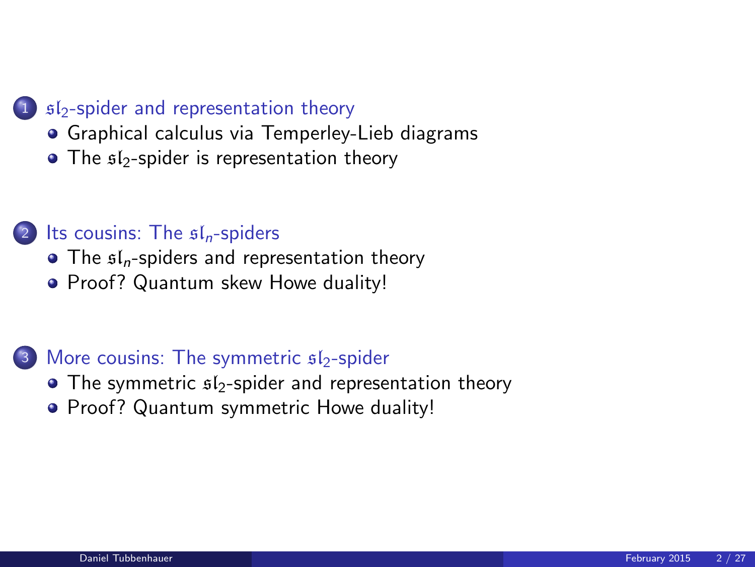1. $\mathfrak{sl}_2$-spider and representation theory
   - Graphical calculus via Temperley-Lieb diagrams
   - The $\mathfrak{sl}_2$-spider is representation theory

2. Its cousins: The $\mathfrak{sl}_n$-spiders
   - The $\mathfrak{sl}_n$-spiders and representation theory
   - Proof? Quantum skew Howe duality!

3. More cousins: The symmetric $\mathfrak{sl}_2$-spider
   - The symmetric $\mathfrak{sl}_2$-spider and representation theory
   - Proof? Quantum symmetric Howe duality!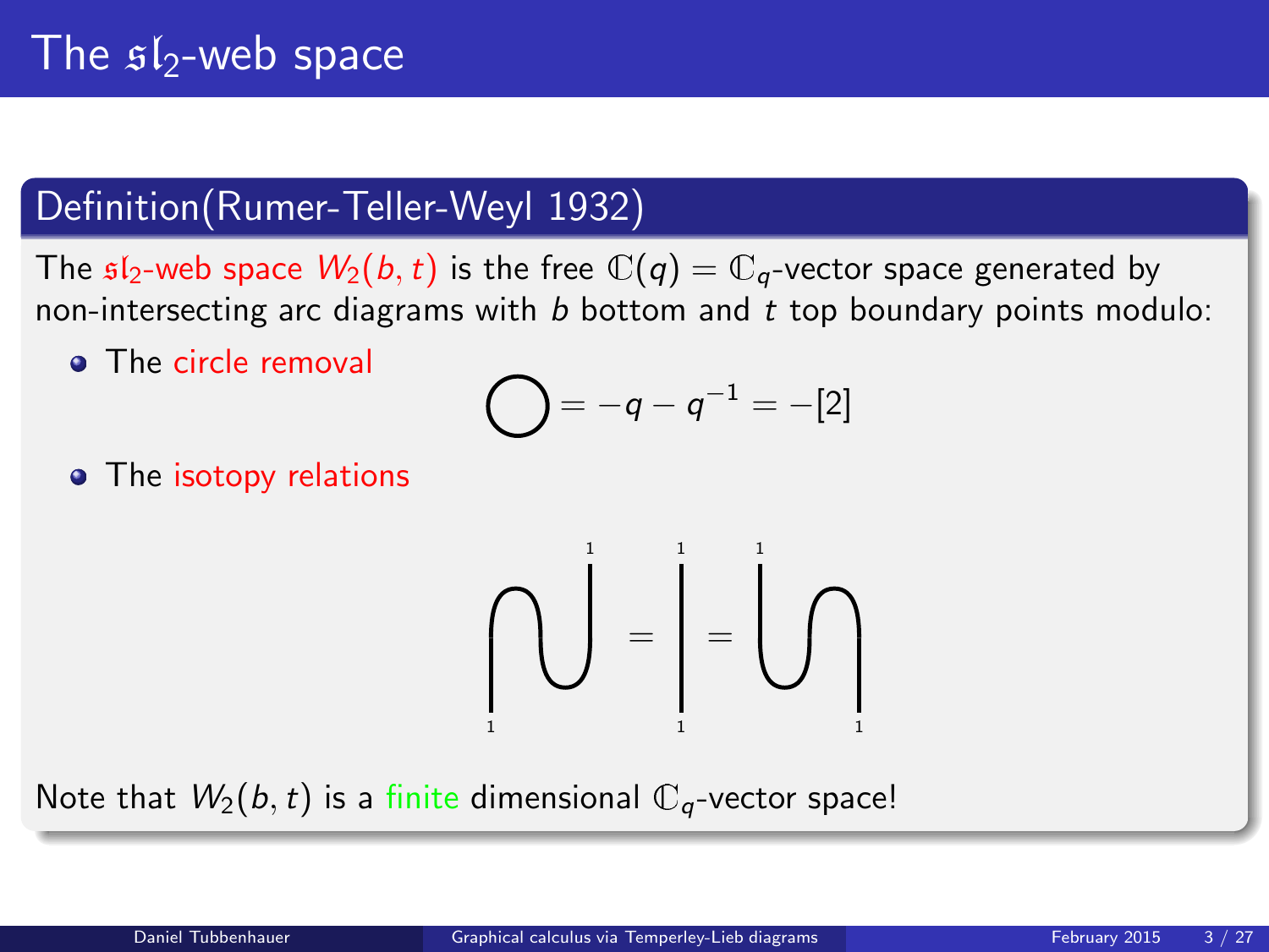# The $\mathfrak{sl}_2$-web space

## Definition(Rumer-Teller-Weyl 1932)

The $\mathfrak{sl}_2$-web space $W_2(b,t)$ is the free $\mathbb{C}(q) = \mathbb{C}_q$-vector space generated by non-intersecting arc diagrams with $b$ bottom and $t$ top boundary points modulo:

- The circle removal

$$\bigcirc = -q - q^{-1} = -[2]$$

- The isotopy relations

Note that $W_2(b,t)$ is a finite dimensional $\mathbb{C}_q$-vector space!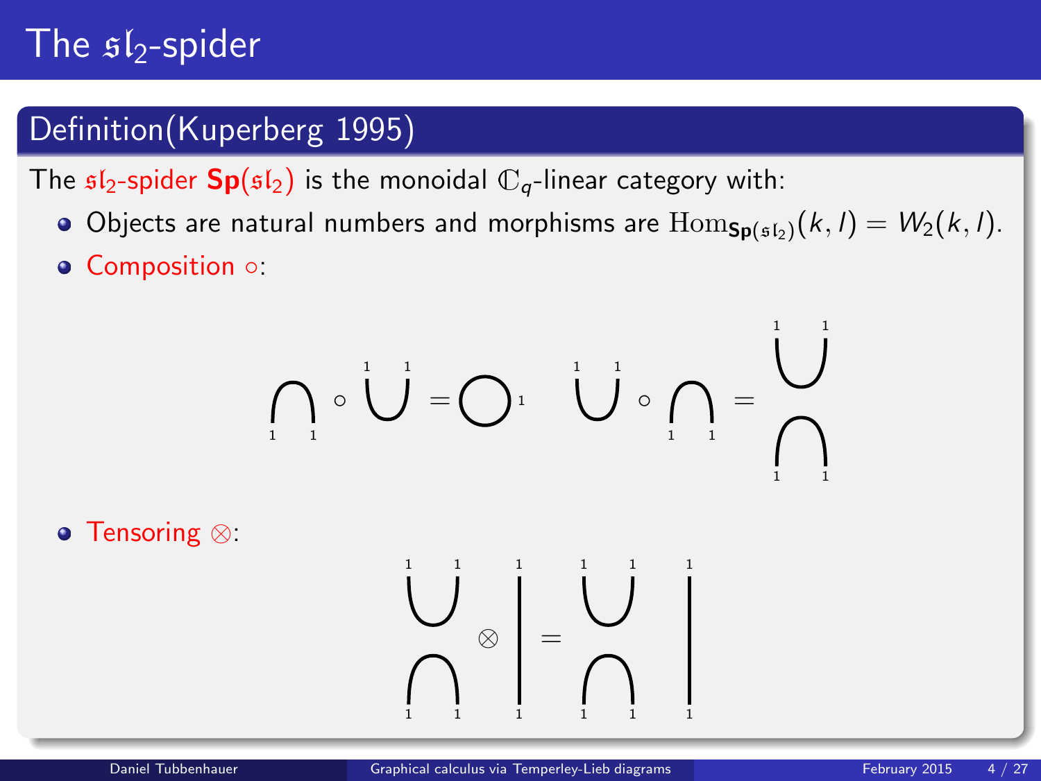# The $\mathfrak{sl}_2$-spider

## Definition(Kuperberg 1995)

The $\mathfrak{sl}_2$-spider $\mathbf{Sp}(\mathfrak{sl}_2)$ is the monoidal $\mathbb{C}_q$-linear category with:

- Objects are natural numbers and morphisms are $\mathrm{Hom}_{\mathbf{Sp}(\mathfrak{sl}_2)}(k, l) = W_2(k, l)$.
- Composition $\circ$:
- Tensoring $\otimes$: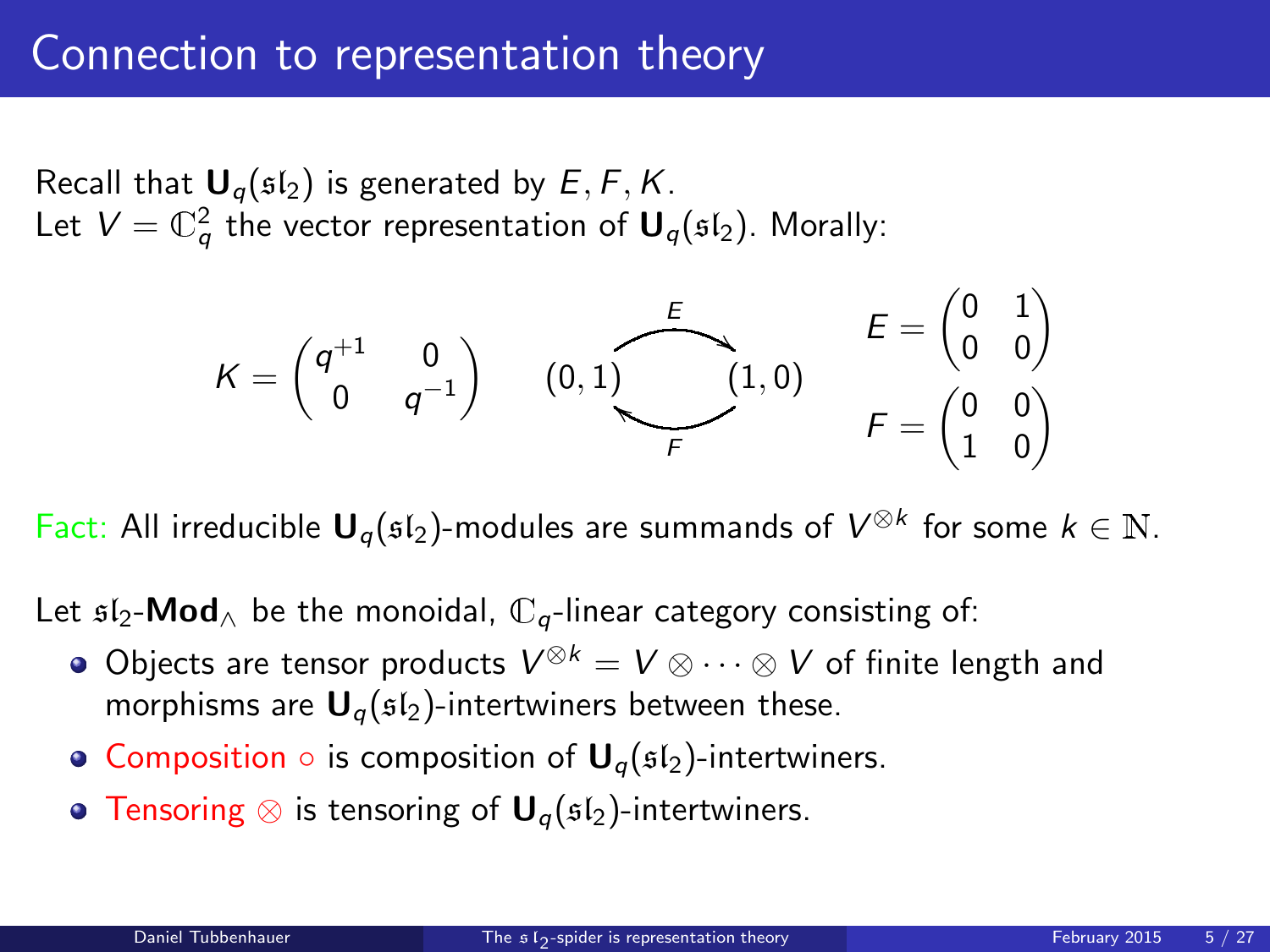# Connection to representation theory

Recall that $\mathbf{U}_q(\mathfrak{sl}_2)$ is generated by $E, F, K$.
Let $V = \mathbb{C}_q^2$ the vector representation of $\mathbf{U}_q(\mathfrak{sl}_2)$. Morally:

$$K = \begin{pmatrix} q^{+1} & 0 \\ 0 & q^{-1} \end{pmatrix} \qquad (0,1) \underset{F}{\overset{E}{\rightleftarrows}} (1,0) \qquad E = \begin{pmatrix} 0 & 1 \\ 0 & 0 \end{pmatrix} \quad F = \begin{pmatrix} 0 & 0 \\ 1 & 0 \end{pmatrix}$$

Fact: All irreducible $\mathbf{U}_q(\mathfrak{sl}_2)$-modules are summands of $V^{\otimes k}$ for some $k \in \mathbb{N}$.

Let $\mathfrak{sl}_2$-$\mathbf{Mod}_\wedge$ be the monoidal, $\mathbb{C}_q$-linear category consisting of:

- Objects are tensor products $V^{\otimes k} = V \otimes \cdots \otimes V$ of finite length and morphisms are $\mathbf{U}_q(\mathfrak{sl}_2)$-intertwiners between these.
- Composition $\circ$ is composition of $\mathbf{U}_q(\mathfrak{sl}_2)$-intertwiners.
- Tensoring $\otimes$ is tensoring of $\mathbf{U}_q(\mathfrak{sl}_2)$-intertwiners.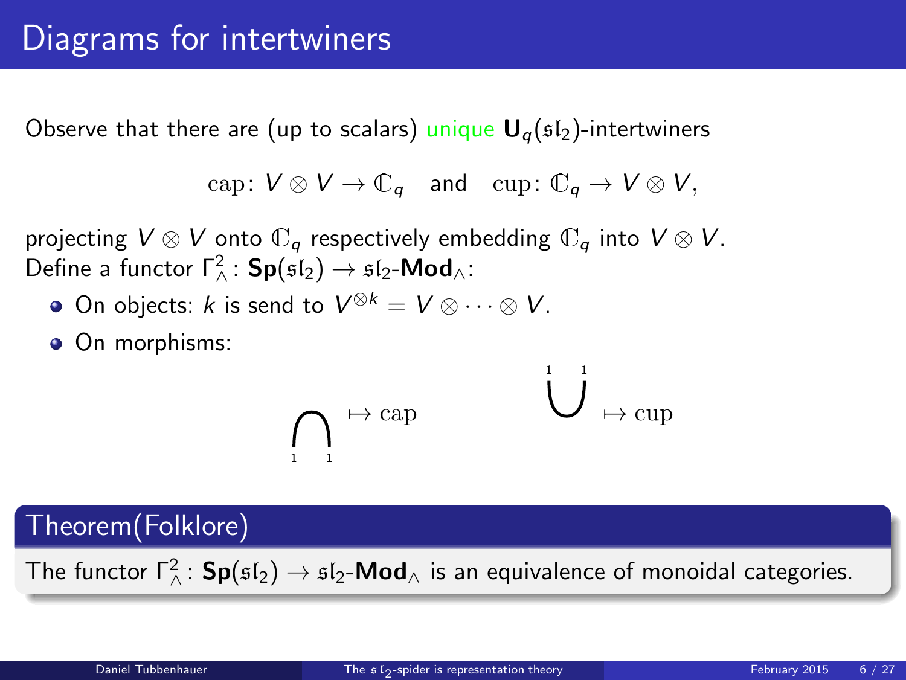# Diagrams for intertwiners

Observe that there are (up to scalars) unique $\mathbf{U}_q(\mathfrak{sl}_2)$-intertwiners

$$\mathrm{cap}\colon V \otimes V \to \mathbb{C}_q \quad \text{and} \quad \mathrm{cup}\colon \mathbb{C}_q \to V \otimes V,$$

projecting $V \otimes V$ onto $\mathbb{C}_q$ respectively embedding $\mathbb{C}_q$ into $V \otimes V$.
Define a functor $\Gamma^2_{\wedge}\colon \mathbf{Sp}(\mathfrak{sl}_2) \to \mathfrak{sl}_2\text{-}\mathbf{Mod}_{\wedge}$:

- On objects: $k$ is send to $V^{\otimes k} = V \otimes \cdots \otimes V$.
- On morphisms:

$$\bigcap_{1\quad 1} \mapsto \mathrm{cap} \qquad\qquad \bigcup^{1\quad 1} \mapsto \mathrm{cup}$$

**Theorem(Folklore)**

The functor $\Gamma^2_{\wedge}\colon \mathbf{Sp}(\mathfrak{sl}_2) \to \mathfrak{sl}_2\text{-}\mathbf{Mod}_{\wedge}$ is an equivalence of monoidal categories.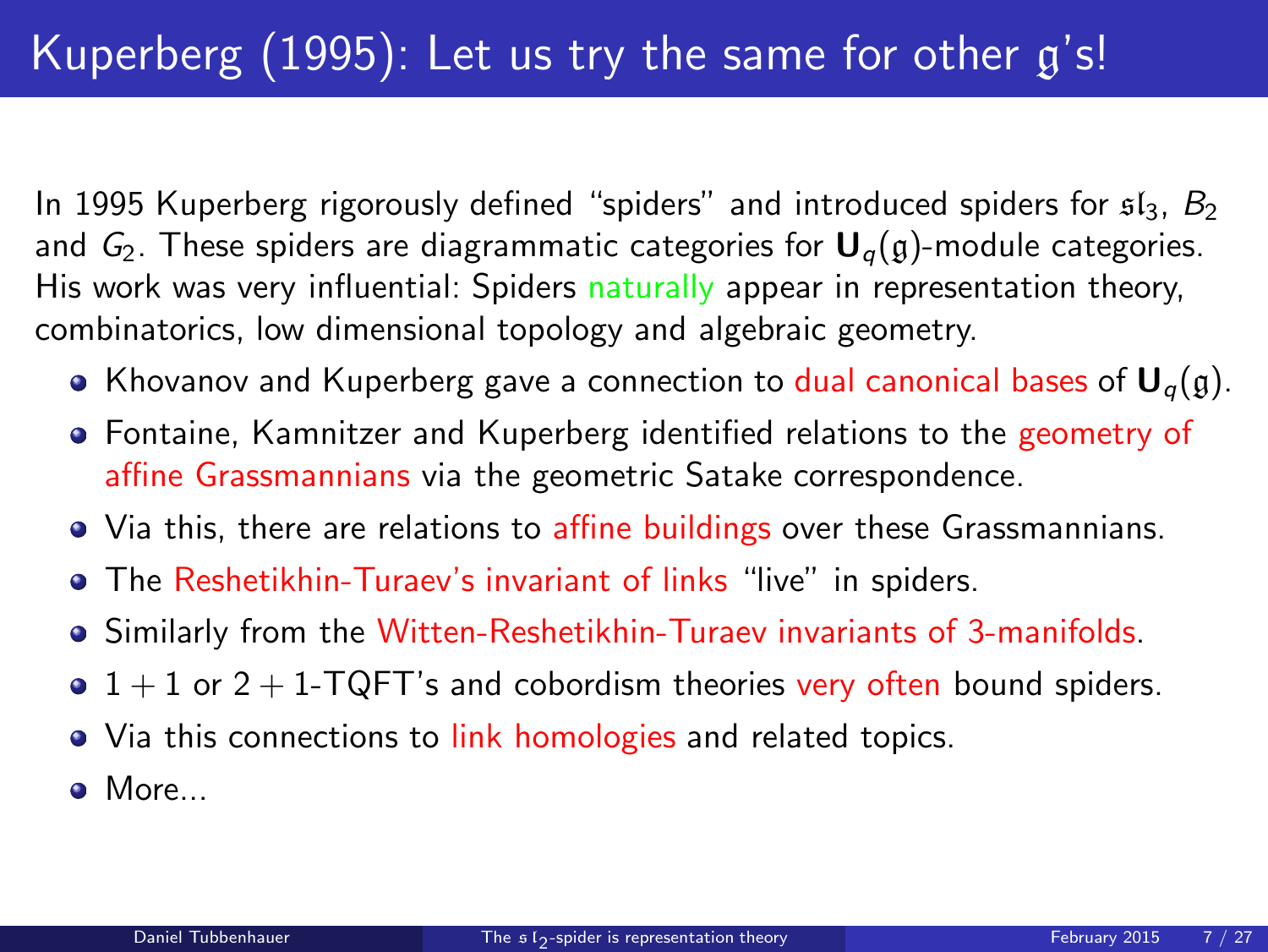# Kuperberg (1995): Let us try the same for other $\mathfrak{g}$'s!

In 1995 Kuperberg rigorously defined "spiders" and introduced spiders for $\mathfrak{sl}_3$, $B_2$ and $G_2$. These spiders are diagrammatic categories for $\mathbf{U}_q(\mathfrak{g})$-module categories. His work was very influential: Spiders naturally appear in representation theory, combinatorics, low dimensional topology and algebraic geometry.

- Khovanov and Kuperberg gave a connection to dual canonical bases of $\mathbf{U}_q(\mathfrak{g})$.
- Fontaine, Kamnitzer and Kuperberg identified relations to the geometry of affine Grassmannians via the geometric Satake correspondence.
- Via this, there are relations to affine buildings over these Grassmannians.
- The Reshetikhin-Turaev's invariant of links "live" in spiders.
- Similarly from the Witten-Reshetikhin-Turaev invariants of 3-manifolds.
- $1 + 1$ or $2 + 1$-TQFT's and cobordism theories very often bound spiders.
- Via this connections to link homologies and related topics.
- More...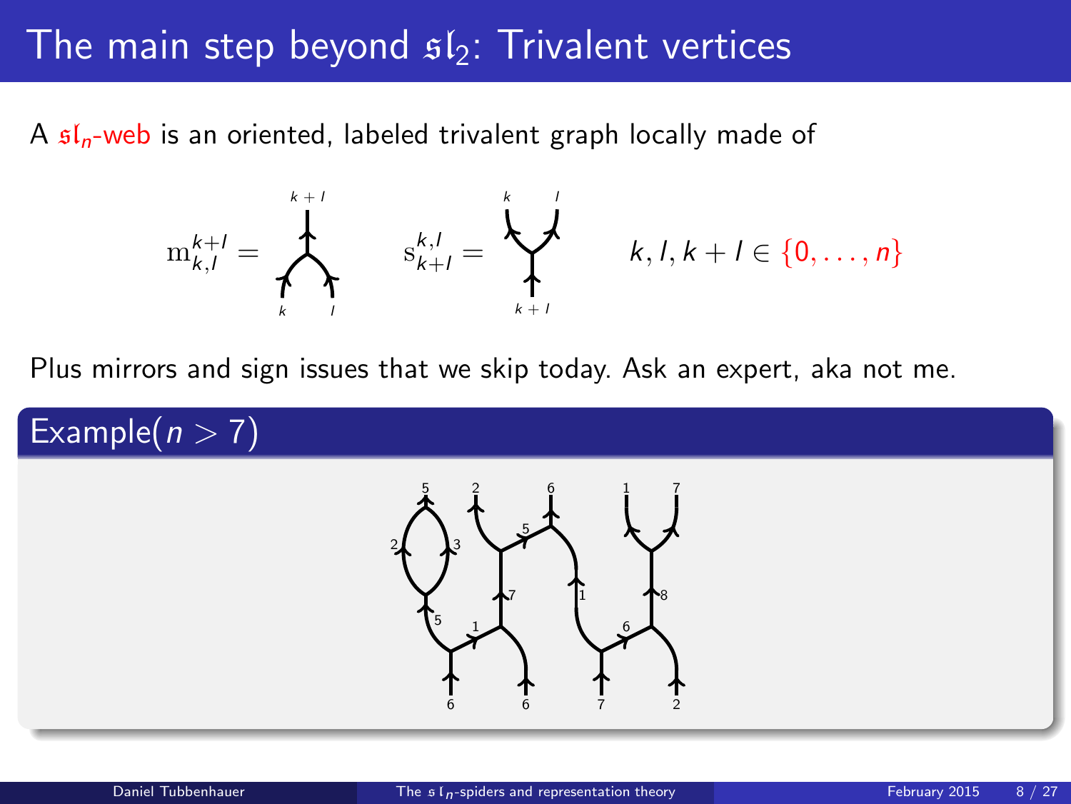# The main step beyond $\mathfrak{sl}_2$: Trivalent vertices

A $\mathfrak{sl}_n$-web is an oriented, labeled trivalent graph locally made of

$$\mathrm{m}_{k,l}^{k+l} = \qquad \mathrm{s}_{k+l}^{k,l} = \qquad k, l, k+l \in \{0, \dots, n\}$$

Plus mirrors and sign issues that we skip today. Ask an expert, aka not me.

## Example($n > 7$)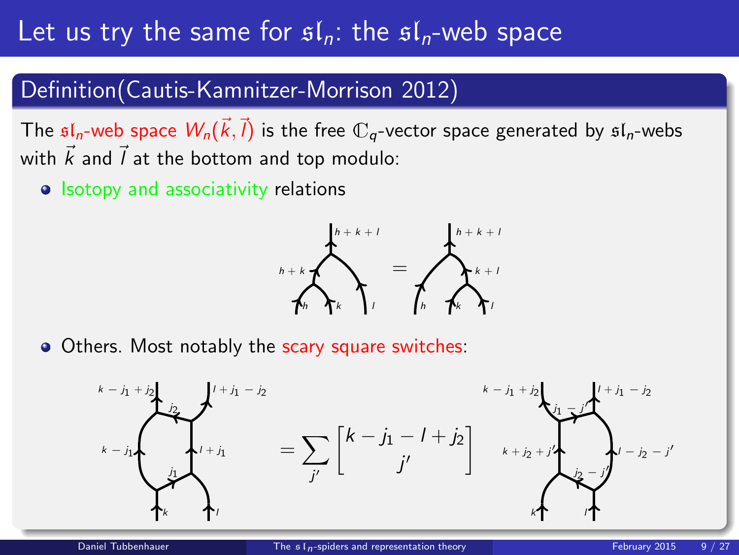# Let us try the same for $\mathfrak{sl}_n$: the $\mathfrak{sl}_n$-web space

## Definition(Cautis-Kamnitzer-Morrison 2012)

The $\mathfrak{sl}_n$-web space $W_n(\vec{k},\vec{l})$ is the free $\mathbb{C}_q$-vector space generated by $\mathfrak{sl}_n$-webs with $\vec{k}$ and $\vec{l}$ at the bottom and top modulo:

- Isotopy and associativity relations

$h+k+l$, $h+k$, $h$, $k$, $l$ $=$ $h+k+l$, $k+l$, $h$, $k$, $l$

- Others. Most notably the scary square switches:

$k-j_1+j_2$, $l+j_1-j_2$, $j_2$, $k-j_1$, $l+j_1$, $j_1$, $k$, $l$ $= \sum_{j'} \begin{bmatrix} k-j_1-l+j_2 \\ j' \end{bmatrix}$ $k-j_1+j_2$, $l+j_1-j_2$, $j_1-j'$, $k+j_2+j'$, $l-j_2-j'$, $j_2-j'$, $k$, $l$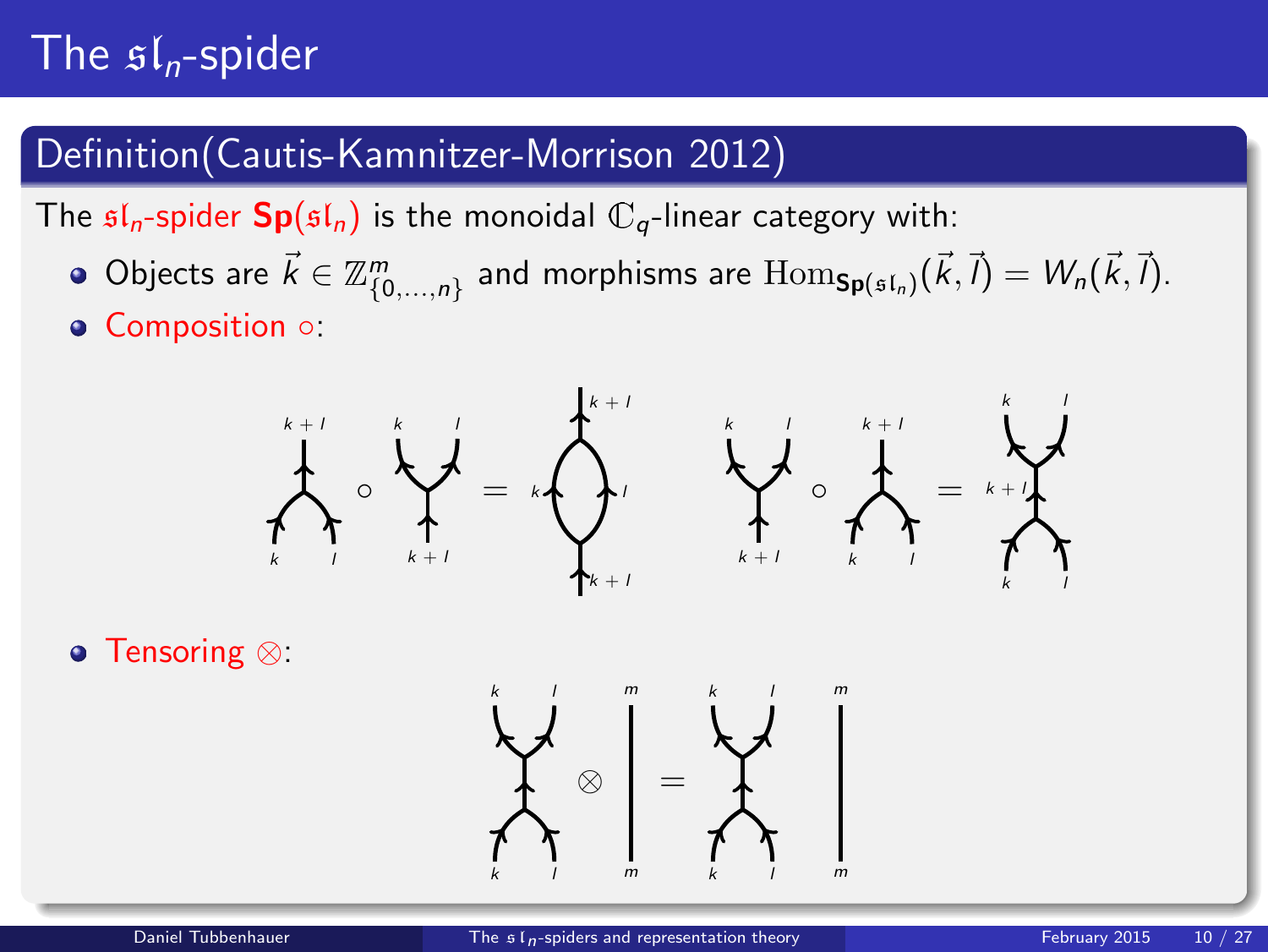# The $\mathfrak{sl}_n$-spider

## Definition(Cautis-Kamnitzer-Morrison 2012)

The $\mathfrak{sl}_n$-spider $\mathbf{Sp}(\mathfrak{sl}_n)$ is the monoidal $\mathbb{C}_q$-linear category with:

- Objects are $\vec{k} \in \mathbb{Z}^m_{\{0,\dots,n\}}$ and morphisms are $\mathrm{Hom}_{\mathbf{Sp}(\mathfrak{sl}_n)}(\vec{k}, \vec{l}) = W_n(\vec{k}, \vec{l})$.
- Composition $\circ$:
- Tensoring $\otimes$: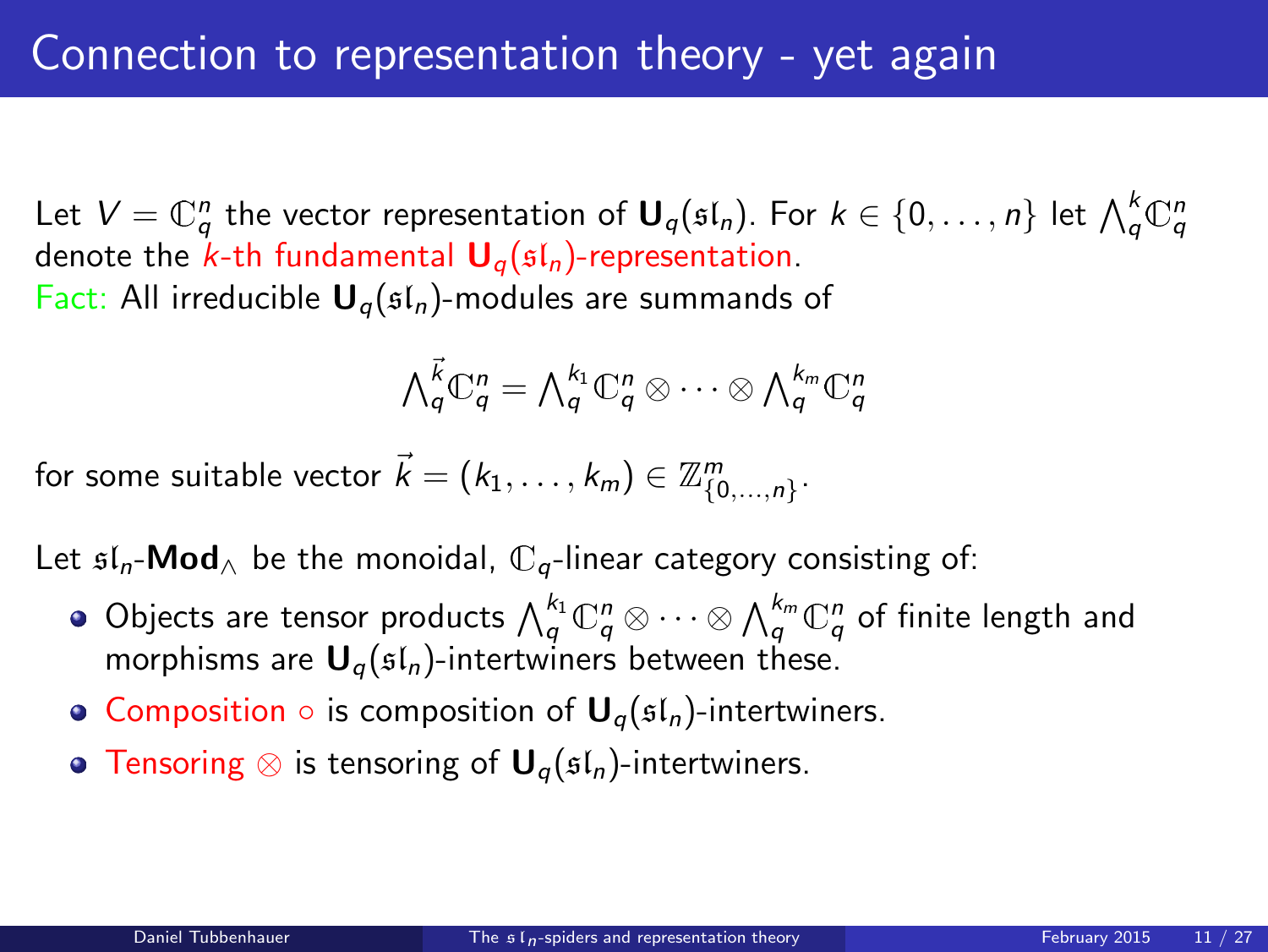# Connection to representation theory - yet again

Let $V = \mathbb{C}_q^n$ the vector representation of $\mathbf{U}_q(\mathfrak{sl}_n)$. For $k \in \{0, \dots, n\}$ let $\bigwedge_q^k \mathbb{C}_q^n$ denote the $k$-th fundamental $\mathbf{U}_q(\mathfrak{sl}_n)$-representation.

Fact: All irreducible $\mathbf{U}_q(\mathfrak{sl}_n)$-modules are summands of

$$\textstyle\bigwedge_q^{\vec{k}} \mathbb{C}_q^n = \bigwedge_q^{k_1} \mathbb{C}_q^n \otimes \cdots \otimes \bigwedge_q^{k_m} \mathbb{C}_q^n$$

for some suitable vector $\vec{k} = (k_1, \dots, k_m) \in \mathbb{Z}^m_{\{0,\dots,n\}}$.

Let $\mathfrak{sl}_n$-$\mathbf{Mod}_\wedge$ be the monoidal, $\mathbb{C}_q$-linear category consisting of:

- Objects are tensor products $\bigwedge_q^{k_1} \mathbb{C}_q^n \otimes \cdots \otimes \bigwedge_q^{k_m} \mathbb{C}_q^n$ of finite length and morphisms are $\mathbf{U}_q(\mathfrak{sl}_n)$-intertwiners between these.
- Composition $\circ$ is composition of $\mathbf{U}_q(\mathfrak{sl}_n)$-intertwiners.
- Tensoring $\otimes$ is tensoring of $\mathbf{U}_q(\mathfrak{sl}_n)$-intertwiners.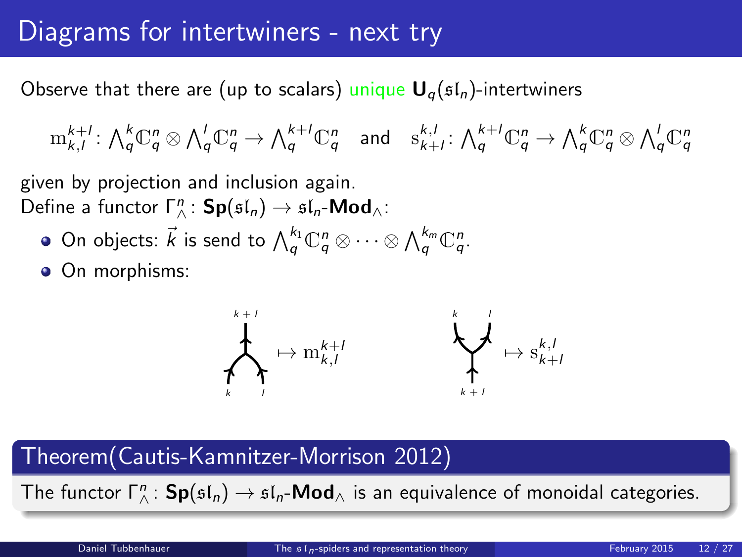# Diagrams for intertwiners - next try

Observe that there are (up to scalars) unique $\mathbf{U}_q(\mathfrak{sl}_n)$-intertwiners

$$\mathrm{m}_{k,l}^{k+l} \colon {\textstyle\bigwedge}_q^k \mathbb{C}_q^n \otimes {\textstyle\bigwedge}_q^l \mathbb{C}_q^n \to {\textstyle\bigwedge}_q^{k+l} \mathbb{C}_q^n \quad \text{and} \quad \mathrm{s}_{k+l}^{k,l} \colon {\textstyle\bigwedge}_q^{k+l} \mathbb{C}_q^n \to {\textstyle\bigwedge}_q^k \mathbb{C}_q^n \otimes {\textstyle\bigwedge}_q^l \mathbb{C}_q^n$$

given by projection and inclusion again.
Define a functor $\Gamma_{\wedge}^n \colon \mathbf{Sp}(\mathfrak{sl}_n) \to \mathfrak{sl}_n\text{-}\mathbf{Mod}_{\wedge}$:

- On objects: $\vec{k}$ is send to ${\textstyle\bigwedge}_q^{k_1} \mathbb{C}_q^n \otimes \cdots \otimes {\textstyle\bigwedge}_q^{k_m} \mathbb{C}_q^n$.
- On morphisms:

(merge diagram with inputs $k$, $l$ and output $k+l$) $\mapsto \mathrm{m}_{k,l}^{k+l}$ (split diagram with input $k+l$ and outputs $k$, $l$) $\mapsto \mathrm{s}_{k+l}^{k,l}$

## Theorem(Cautis-Kamnitzer-Morrison 2012)

The functor $\Gamma_{\wedge}^n \colon \mathbf{Sp}(\mathfrak{sl}_n) \to \mathfrak{sl}_n\text{-}\mathbf{Mod}_{\wedge}$ is an equivalence of monoidal categories.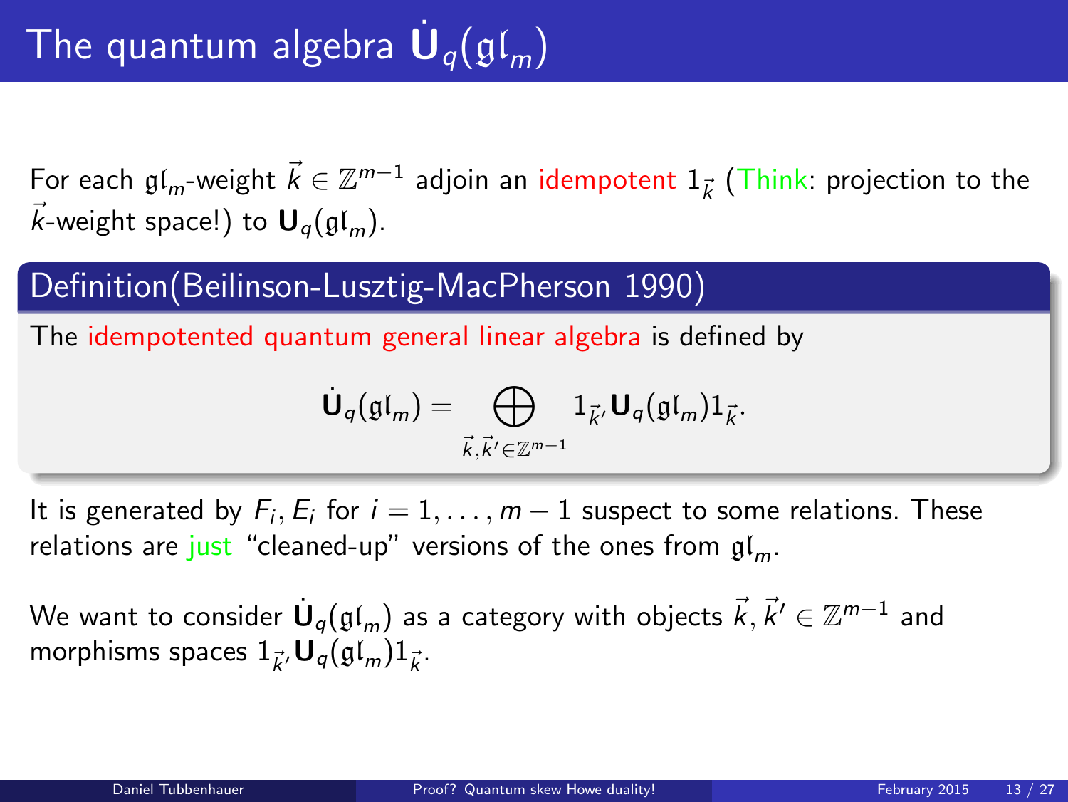# The quantum algebra $\dot{\mathbf{U}}_q(\mathfrak{gl}_m)$

For each $\mathfrak{gl}_m$-weight $\vec{k} \in \mathbb{Z}^{m-1}$ adjoin an idempotent $1_{\vec{k}}$ (Think: projection to the $\vec{k}$-weight space!) to $\mathbf{U}_q(\mathfrak{gl}_m)$.

## Definition(Beilinson-Lusztig-MacPherson 1990)

The idempotented quantum general linear algebra is defined by

$$\dot{\mathbf{U}}_q(\mathfrak{gl}_m) = \bigoplus_{\vec{k},\vec{k}' \in \mathbb{Z}^{m-1}} 1_{\vec{k}'} \mathbf{U}_q(\mathfrak{gl}_m) 1_{\vec{k}}.$$

It is generated by $F_i, E_i$ for $i = 1, \dots, m-1$ suspect to some relations. These relations are just "cleaned-up" versions of the ones from $\mathfrak{gl}_m$.

We want to consider $\dot{\mathbf{U}}_q(\mathfrak{gl}_m)$ as a category with objects $\vec{k}, \vec{k}' \in \mathbb{Z}^{m-1}$ and morphisms spaces $1_{\vec{k}'} \mathbf{U}_q(\mathfrak{gl}_m) 1_{\vec{k}}$.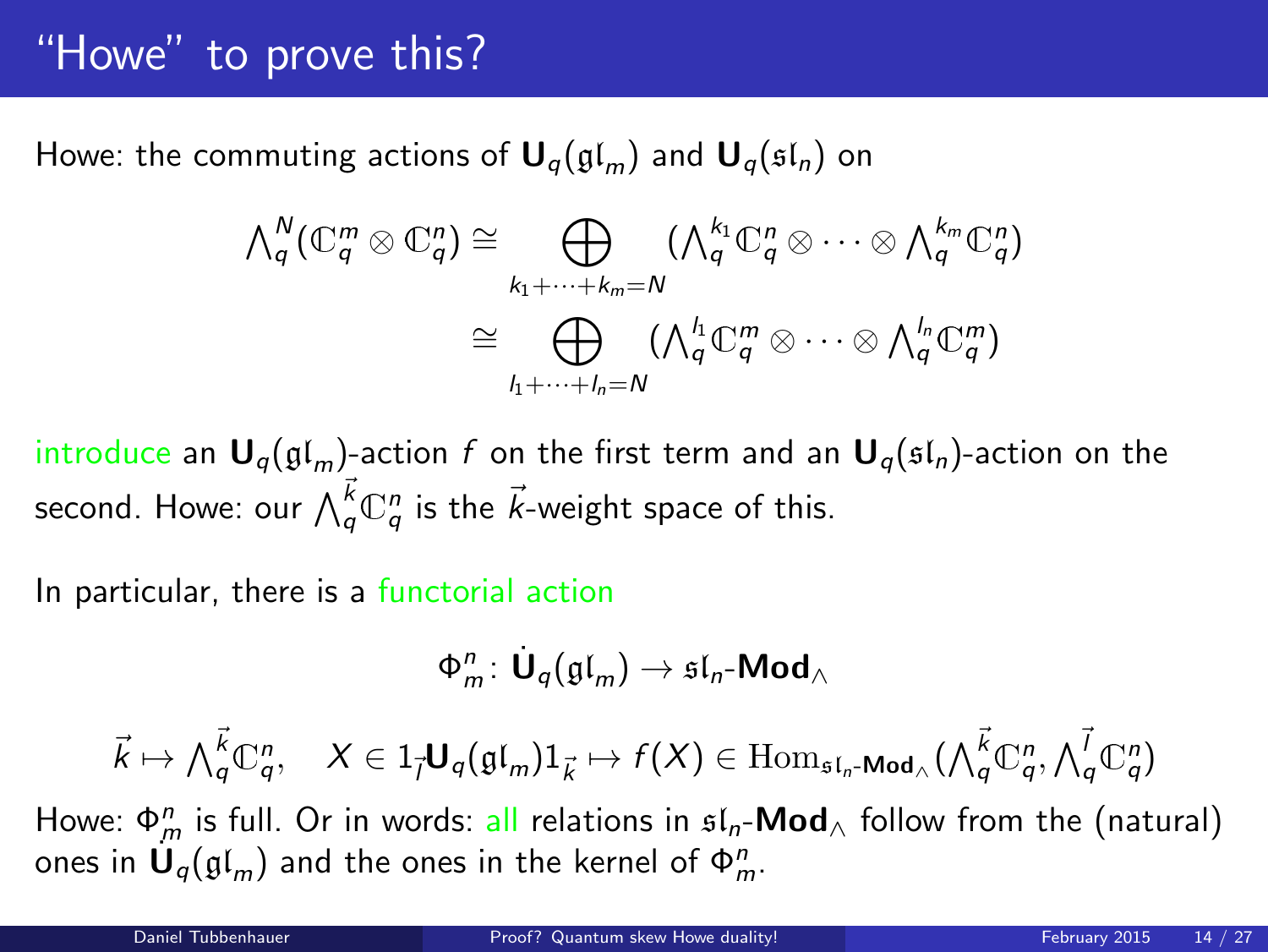# "Howe" to prove this?

Howe: the commuting actions of $\mathbf{U}_q(\mathfrak{gl}_m)$ and $\mathbf{U}_q(\mathfrak{sl}_n)$ on

$$\textstyle\bigwedge_q^N(\mathbb{C}_q^m \otimes \mathbb{C}_q^n) \cong \bigoplus_{k_1+\cdots+k_m=N} (\bigwedge_q^{k_1}\mathbb{C}_q^n \otimes \cdots \otimes \bigwedge_q^{k_m}\mathbb{C}_q^n)$$

$$\textstyle\cong \bigoplus_{l_1+\cdots+l_n=N} (\bigwedge_q^{l_1}\mathbb{C}_q^m \otimes \cdots \otimes \bigwedge_q^{l_n}\mathbb{C}_q^m)$$

introduce an $\mathbf{U}_q(\mathfrak{gl}_m)$-action $f$ on the first term and an $\mathbf{U}_q(\mathfrak{sl}_n)$-action on the second. Howe: our $\bigwedge_q^{\vec{k}}\mathbb{C}_q^n$ is the $\vec{k}$-weight space of this.

In particular, there is a functorial action

$$\Phi_m^n \colon \dot{\mathbf{U}}_q(\mathfrak{gl}_m) \to \mathfrak{sl}_n\text{-}\mathbf{Mod}_\wedge$$

$$\vec{k} \mapsto \textstyle\bigwedge_q^{\vec{k}}\mathbb{C}_q^n, \quad X \in 1_{\vec{l}}\mathbf{U}_q(\mathfrak{gl}_m)1_{\vec{k}} \mapsto f(X) \in \mathrm{Hom}_{\mathfrak{sl}_n\text{-}\mathbf{Mod}_\wedge}(\bigwedge_q^{\vec{k}}\mathbb{C}_q^n, \bigwedge_q^{\vec{l}}\mathbb{C}_q^n)$$

Howe: $\Phi_m^n$ is full. Or in words: all relations in $\mathfrak{sl}_n$-$\mathbf{Mod}_\wedge$ follow from the (natural) ones in $\dot{\mathbf{U}}_q(\mathfrak{gl}_m)$ and the ones in the kernel of $\Phi_m^n$.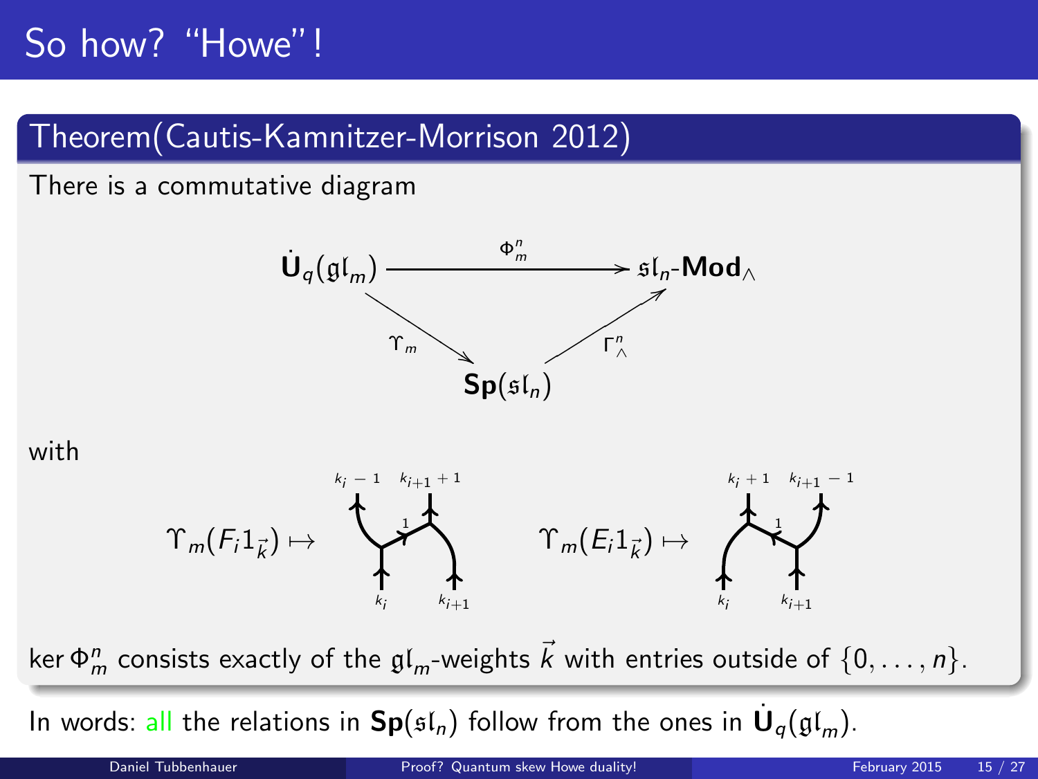# So how? "Howe"!

## Theorem(Cautis-Kamnitzer-Morrison 2012)

There is a commutative diagram

$$\begin{array}{ccc} \dot{\mathbf{U}}_q(\mathfrak{gl}_m) & \xrightarrow{\Phi^n_m} & \mathfrak{sl}_n\text{-}\mathbf{Mod}_\wedge \\ & \searrow^{\Upsilon_m} \quad \nearrow_{\Gamma^n_\wedge} & \\ & \mathbf{Sp}(\mathfrak{sl}_n) & \end{array}$$

with

$\Upsilon_m(F_i 1_{\vec{k}}) \mapsto$ (web with bottom labels $k_i$, $k_{i+1}$, rung labeled $1$, top labels $k_i - 1$, $k_{i+1}+1$)

$\Upsilon_m(E_i 1_{\vec{k}}) \mapsto$ (web with bottom labels $k_i$, $k_{i+1}$, rung labeled $1$, top labels $k_i + 1$, $k_{i+1}-1$)

$\ker \Phi^n_m$ consists exactly of the $\mathfrak{gl}_m$-weights $\vec{k}$ with entries outside of $\{0, \ldots, n\}$.

In words: all the relations in $\mathbf{Sp}(\mathfrak{sl}_n)$ follow from the ones in $\dot{\mathbf{U}}_q(\mathfrak{gl}_m)$.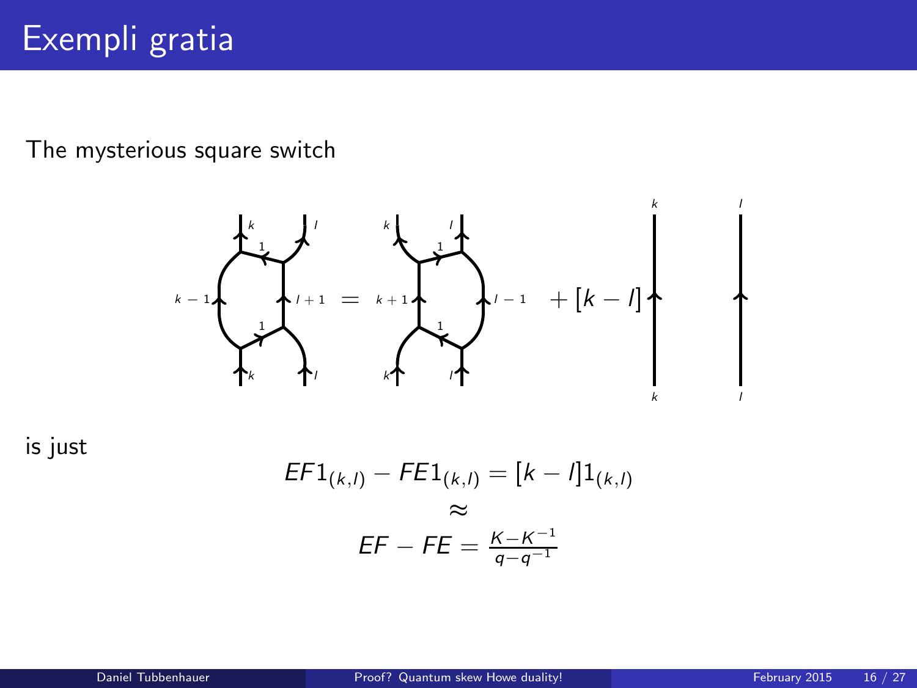# Exempli gratia

The mysterious square switch

is just

$$EF1_{(k,l)} - FE1_{(k,l)} = [k-l]1_{(k,l)}$$

$$\approx$$

$$EF - FE = \frac{K - K^{-1}}{q - q^{-1}}$$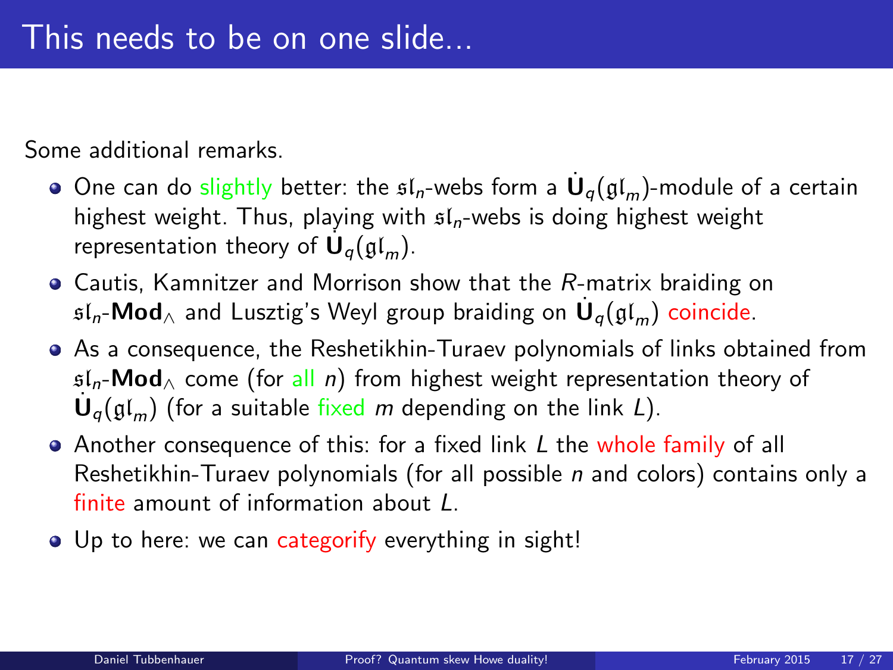# This needs to be on one slide...

Some additional remarks.

- One can do slightly better: the $\mathfrak{sl}_n$-webs form a $\dot{\mathbf{U}}_q(\mathfrak{gl}_m)$-module of a certain highest weight. Thus, playing with $\mathfrak{sl}_n$-webs is doing highest weight representation theory of $\dot{\mathbf{U}}_q(\mathfrak{gl}_m)$.
- Cautis, Kamnitzer and Morrison show that the $R$-matrix braiding on $\mathfrak{sl}_n$-$\mathbf{Mod}_\wedge$ and Lusztig's Weyl group braiding on $\dot{\mathbf{U}}_q(\mathfrak{gl}_m)$ coincide.
- As a consequence, the Reshetikhin-Turaev polynomials of links obtained from $\mathfrak{sl}_n$-$\mathbf{Mod}_\wedge$ come (for all $n$) from highest weight representation theory of $\dot{\mathbf{U}}_q(\mathfrak{gl}_m)$ (for a suitable fixed $m$ depending on the link $L$).
- Another consequence of this: for a fixed link $L$ the whole family of all Reshetikhin-Turaev polynomials (for all possible $n$ and colors) contains only a finite amount of information about $L$.
- Up to here: we can categorify everything in sight!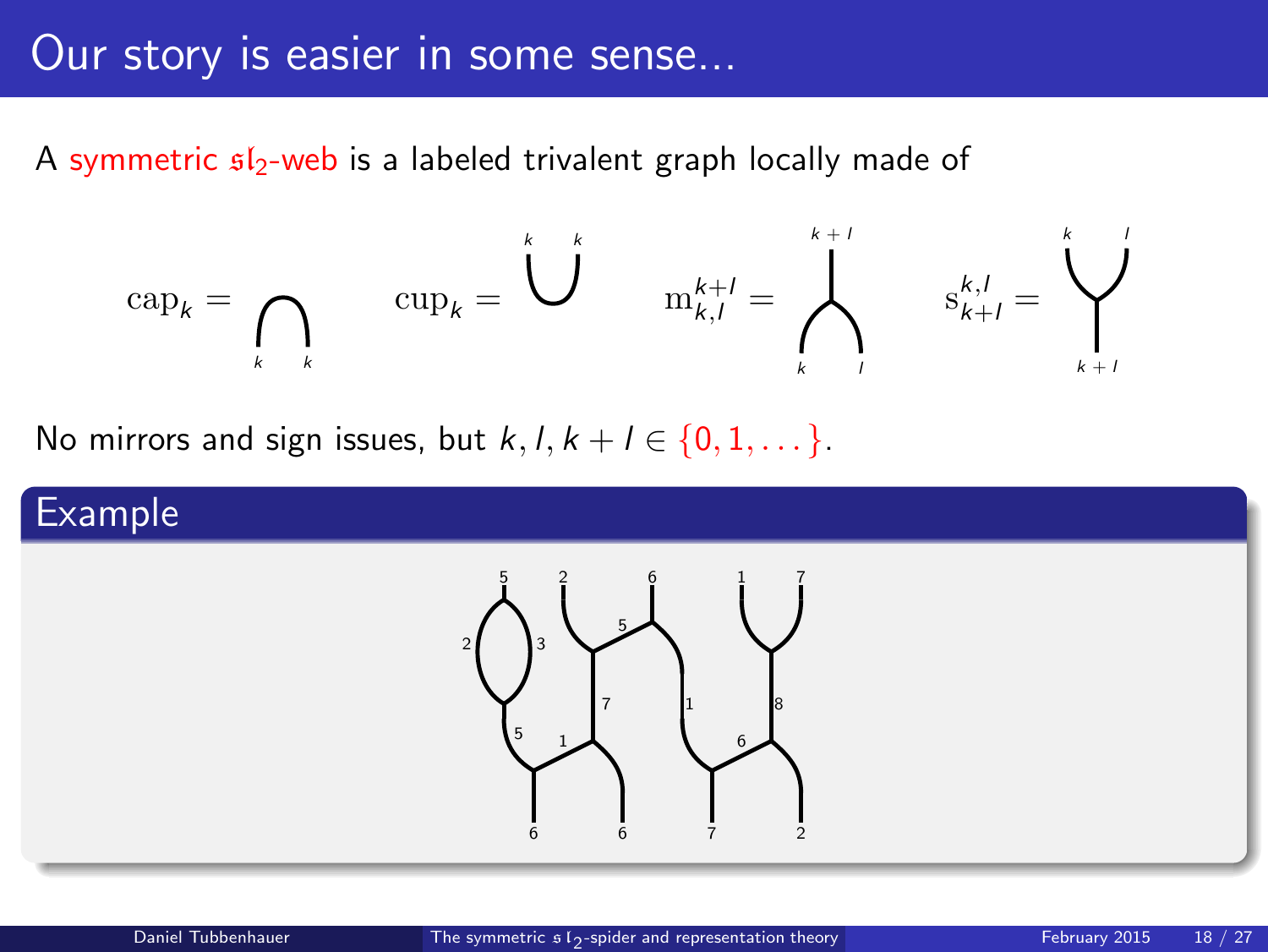# Our story is easier in some sense...

A symmetric $\mathfrak{sl}_2$-web is a labeled trivalent graph locally made of

$\mathrm{cap}_k =$ $\qquad$ $\mathrm{cup}_k =$ $\qquad$ $\mathrm{m}_{k,l}^{k+l} =$ $\qquad$ $\mathrm{s}_{k+l}^{k,l} =$

No mirrors and sign issues, but $k, l, k+l \in \{0, 1, \dots\}$.

## Example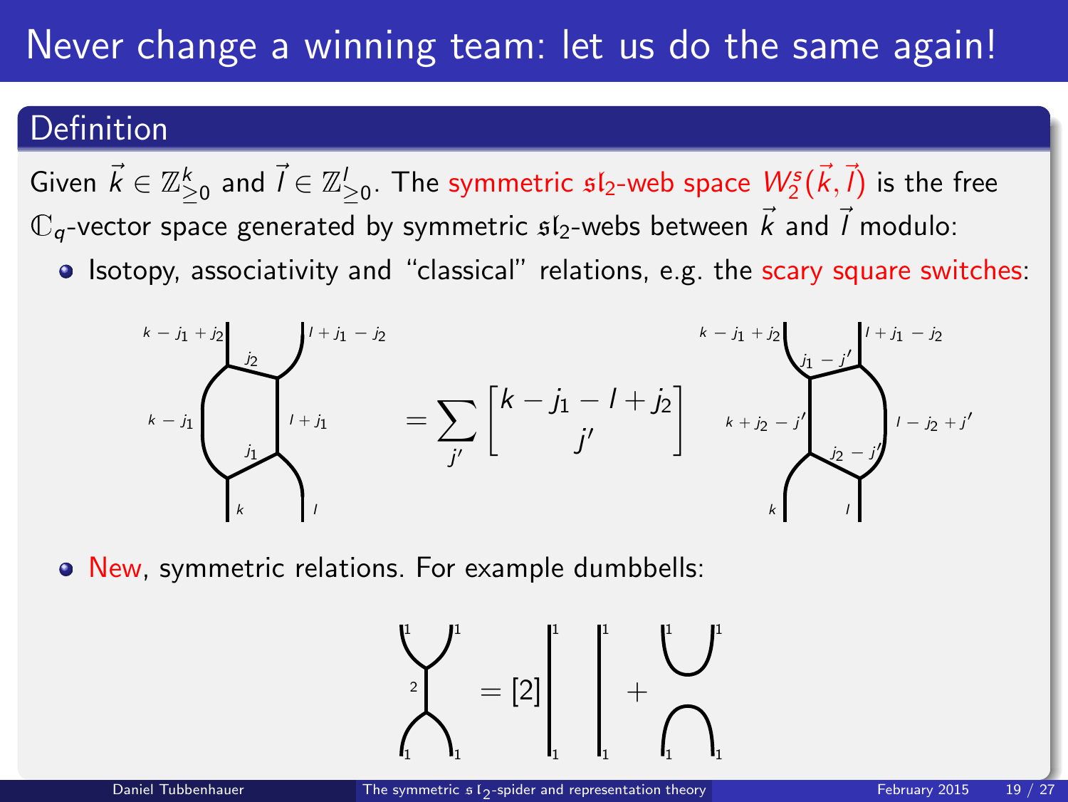# Never change a winning team: let us do the same again!

## Definition

Given $\vec{k} \in \mathbb{Z}^k_{\geq 0}$ and $\vec{l} \in \mathbb{Z}^l_{\geq 0}$. The symmetric $\mathfrak{sl}_2$-web space $W_2^s(\vec{k}, \vec{l})$ is the free $\mathbb{C}_q$-vector space generated by symmetric $\mathfrak{sl}_2$-webs between $\vec{k}$ and $\vec{l}$ modulo:

- Isotopy, associativity and "classical" relations, e.g. the scary square switches:

$$= \sum_{j'} \begin{bmatrix} k - j_1 - l + j_2 \\ j' \end{bmatrix}$$

- New, symmetric relations. For example dumbbells:

$$= [2] \quad + $$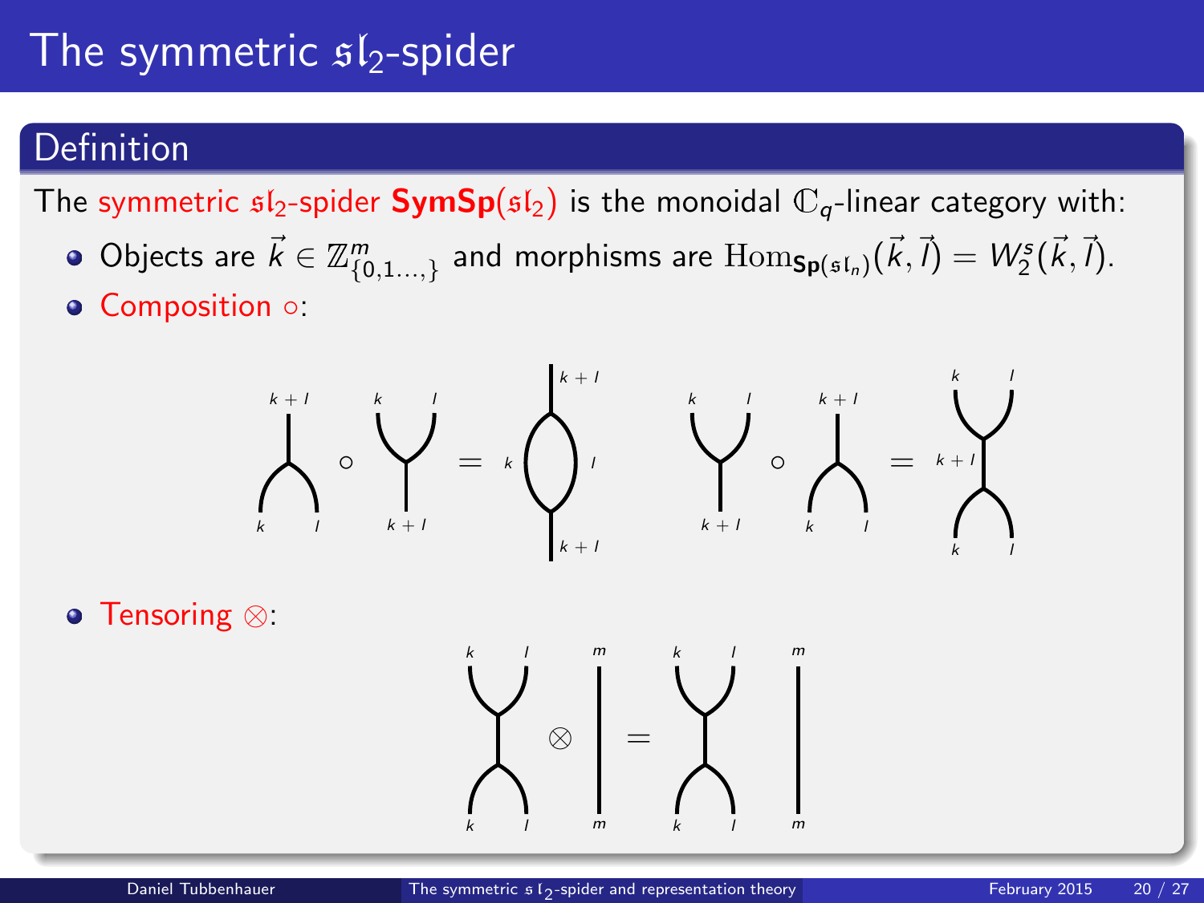# The symmetric $\mathfrak{sl}_2$-spider

## Definition

The symmetric $\mathfrak{sl}_2$-spider **SymSp**($\mathfrak{sl}_2$) is the monoidal $\mathbb{C}_q$-linear category with:

- Objects are $\vec{k} \in \mathbb{Z}^m_{\{0,1\dots,\}}$ and morphisms are $\mathrm{Hom}_{\mathbf{Sp}(\mathfrak{sl}_n)}(\vec{k},\vec{l}) = W^s_2(\vec{k},\vec{l})$.
- Composition $\circ$:

- Tensoring $\otimes$: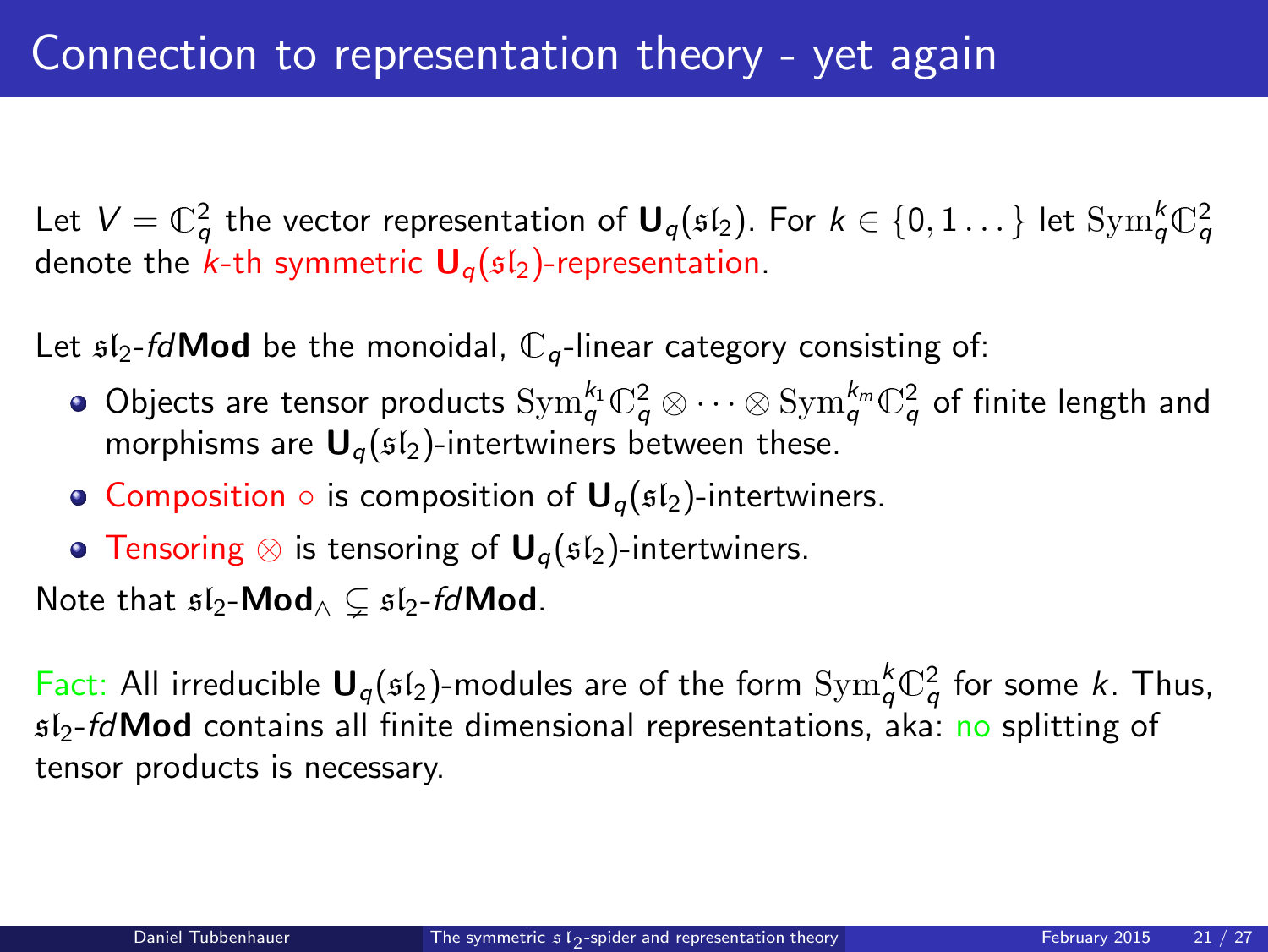# Connection to representation theory - yet again

Let $V = \mathbb{C}_q^2$ the vector representation of $\mathbf{U}_q(\mathfrak{sl}_2)$. For $k \in \{0, 1 \dots\}$ let $\mathrm{Sym}_q^k \mathbb{C}_q^2$ denote the $k$-th symmetric $\mathbf{U}_q(\mathfrak{sl}_2)$-representation.

Let $\mathfrak{sl}_2$-*fd***Mod** be the monoidal, $\mathbb{C}_q$-linear category consisting of:

- Objects are tensor products $\mathrm{Sym}_q^{k_1} \mathbb{C}_q^2 \otimes \cdots \otimes \mathrm{Sym}_q^{k_m} \mathbb{C}_q^2$ of finite length and morphisms are $\mathbf{U}_q(\mathfrak{sl}_2)$-intertwiners between these.
- Composition $\circ$ is composition of $\mathbf{U}_q(\mathfrak{sl}_2)$-intertwiners.
- Tensoring $\otimes$ is tensoring of $\mathbf{U}_q(\mathfrak{sl}_2)$-intertwiners.

Note that $\mathfrak{sl}_2$-$\mathbf{Mod}_\wedge \subsetneq \mathfrak{sl}_2$-*fd***Mod**.

Fact: All irreducible $\mathbf{U}_q(\mathfrak{sl}_2)$-modules are of the form $\mathrm{Sym}_q^k \mathbb{C}_q^2$ for some $k$. Thus, $\mathfrak{sl}_2$-*fd***Mod** contains all finite dimensional representations, aka: no splitting of tensor products is necessary.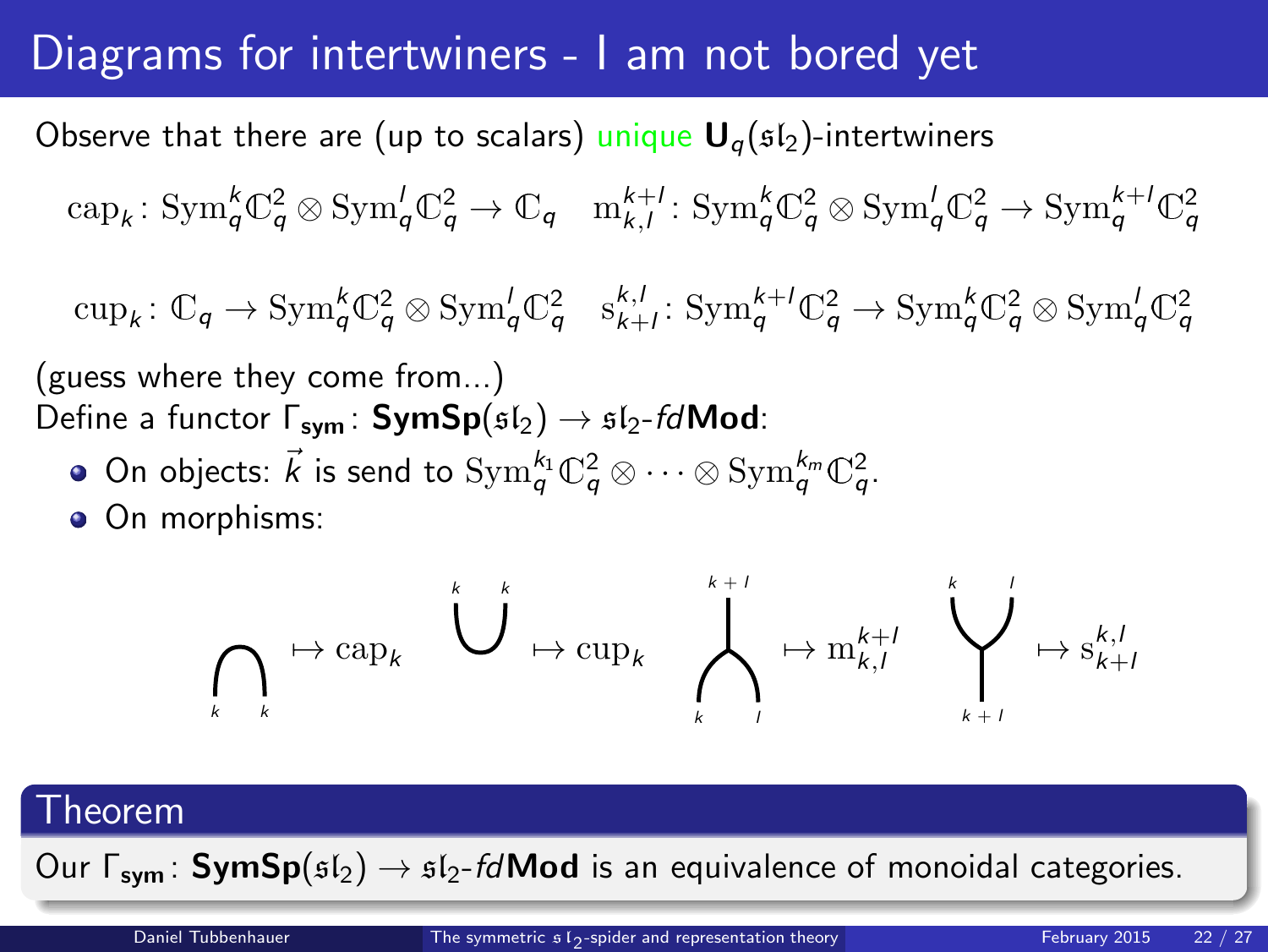# Diagrams for intertwiners - I am not bored yet

Observe that there are (up to scalars) unique $\mathbf{U}_q(\mathfrak{sl}_2)$-intertwiners

$$\mathrm{cap}_k\colon \mathrm{Sym}_q^k\mathbb{C}_q^2 \otimes \mathrm{Sym}_q^l\mathbb{C}_q^2 \to \mathbb{C}_q \quad \mathrm{m}_{k,l}^{k+l}\colon \mathrm{Sym}_q^k\mathbb{C}_q^2 \otimes \mathrm{Sym}_q^l\mathbb{C}_q^2 \to \mathrm{Sym}_q^{k+l}\mathbb{C}_q^2$$

$$\mathrm{cup}_k\colon \mathbb{C}_q \to \mathrm{Sym}_q^k\mathbb{C}_q^2 \otimes \mathrm{Sym}_q^l\mathbb{C}_q^2 \quad \mathrm{s}_{k+l}^{k,l}\colon \mathrm{Sym}_q^{k+l}\mathbb{C}_q^2 \to \mathrm{Sym}_q^k\mathbb{C}_q^2 \otimes \mathrm{Sym}_q^l\mathbb{C}_q^2$$

(guess where they come from...)

Define a functor $\Gamma_{\mathbf{sym}}\colon \mathbf{SymSp}(\mathfrak{sl}_2) \to \mathfrak{sl}_2\text{-}fd\mathbf{Mod}$:

- On objects: $\vec{k}$ is send to $\mathrm{Sym}_q^{k_1}\mathbb{C}_q^2 \otimes \cdots \otimes \mathrm{Sym}_q^{k_m}\mathbb{C}_q^2$.
- On morphisms:

$$\text{cap}(k,k) \mapsto \mathrm{cap}_k \qquad \text{cup}(k,k) \mapsto \mathrm{cup}_k \qquad \text{merge}(k,l \to k+l) \mapsto \mathrm{m}_{k,l}^{k+l} \qquad \text{split}(k+l \to k,l) \mapsto \mathrm{s}_{k+l}^{k,l}$$

## Theorem

Our $\Gamma_{\mathbf{sym}}\colon \mathbf{SymSp}(\mathfrak{sl}_2) \to \mathfrak{sl}_2\text{-}fd\mathbf{Mod}$ is an equivalence of monoidal categories.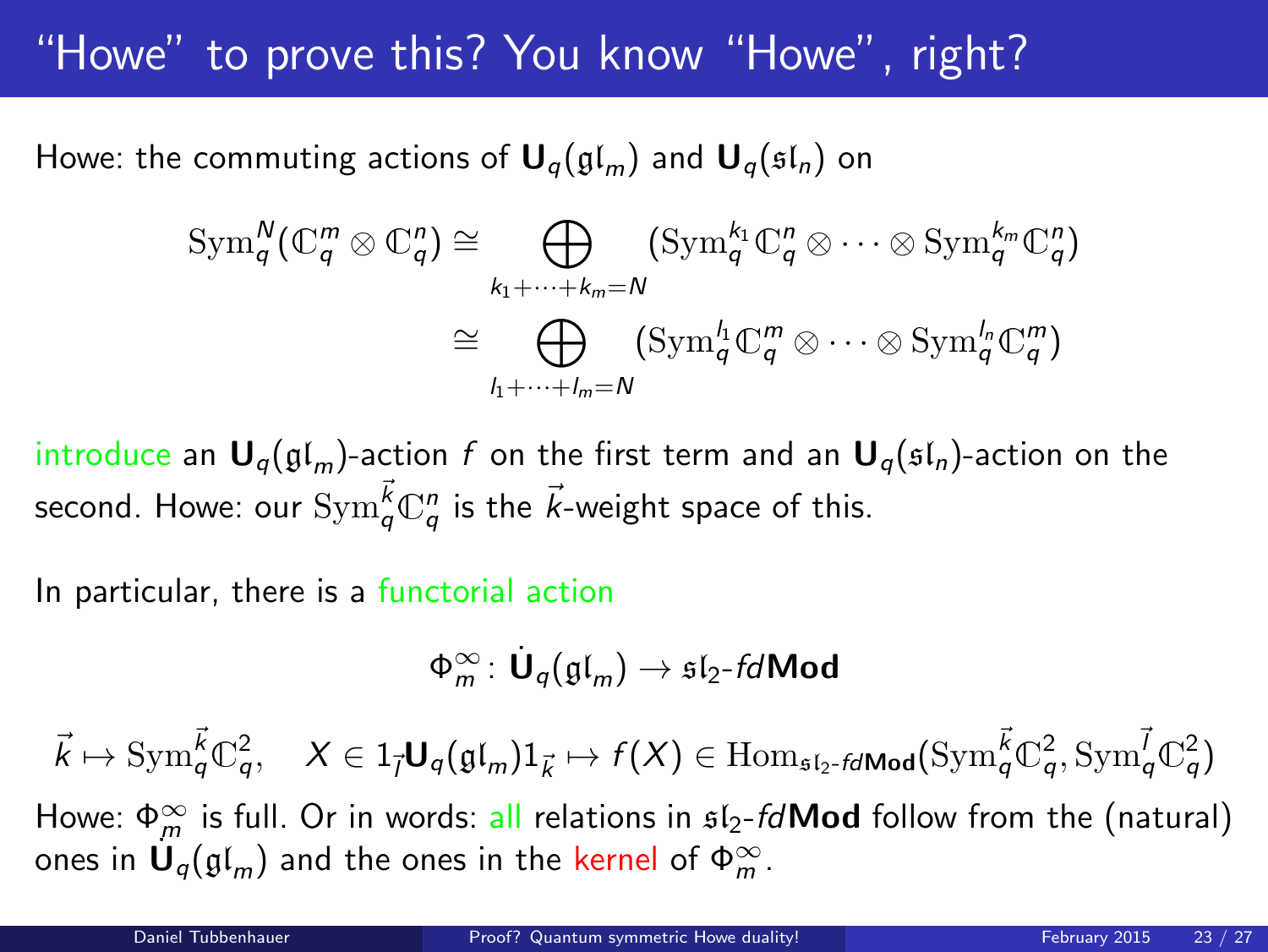# "Howe" to prove this? You know "Howe", right?

Howe: the commuting actions of $\mathbf{U}_q(\mathfrak{gl}_m)$ and $\mathbf{U}_q(\mathfrak{sl}_n)$ on

$$
\begin{aligned}
\mathrm{Sym}_q^N(\mathbb{C}_q^m \otimes \mathbb{C}_q^n) &\cong \bigoplus_{k_1+\cdots+k_m=N} (\mathrm{Sym}_q^{k_1}\mathbb{C}_q^n \otimes \cdots \otimes \mathrm{Sym}_q^{k_m}\mathbb{C}_q^n) \\
&\cong \bigoplus_{l_1+\cdots+l_m=N} (\mathrm{Sym}_q^{l_1}\mathbb{C}_q^m \otimes \cdots \otimes \mathrm{Sym}_q^{l_n}\mathbb{C}_q^m)
\end{aligned}
$$

introduce an $\mathbf{U}_q(\mathfrak{gl}_m)$-action $f$ on the first term and an $\mathbf{U}_q(\mathfrak{sl}_n)$-action on the second. Howe: our $\mathrm{Sym}_q^{\vec{k}}\mathbb{C}_q^n$ is the $\vec{k}$-weight space of this.

In particular, there is a functorial action

$$
\Phi_m^\infty \colon \dot{\mathbf{U}}_q(\mathfrak{gl}_m) \to \mathfrak{sl}_2\text{-}fd\mathbf{Mod}
$$

$$
\vec{k} \mapsto \mathrm{Sym}_q^{\vec{k}}\mathbb{C}_q^2, \quad X \in 1_{\vec{l}}\mathbf{U}_q(\mathfrak{gl}_m)1_{\vec{k}} \mapsto f(X) \in \mathrm{Hom}_{\mathfrak{sl}_2\text{-}fd\mathbf{Mod}}(\mathrm{Sym}_q^{\vec{k}}\mathbb{C}_q^2, \mathrm{Sym}_q^{\vec{l}}\mathbb{C}_q^2)
$$

Howe: $\Phi_m^\infty$ is full. Or in words: all relations in $\mathfrak{sl}_2$-$fd\mathbf{Mod}$ follow from the (natural) ones in $\dot{\mathbf{U}}_q(\mathfrak{gl}_m)$ and the ones in the kernel of $\Phi_m^\infty$.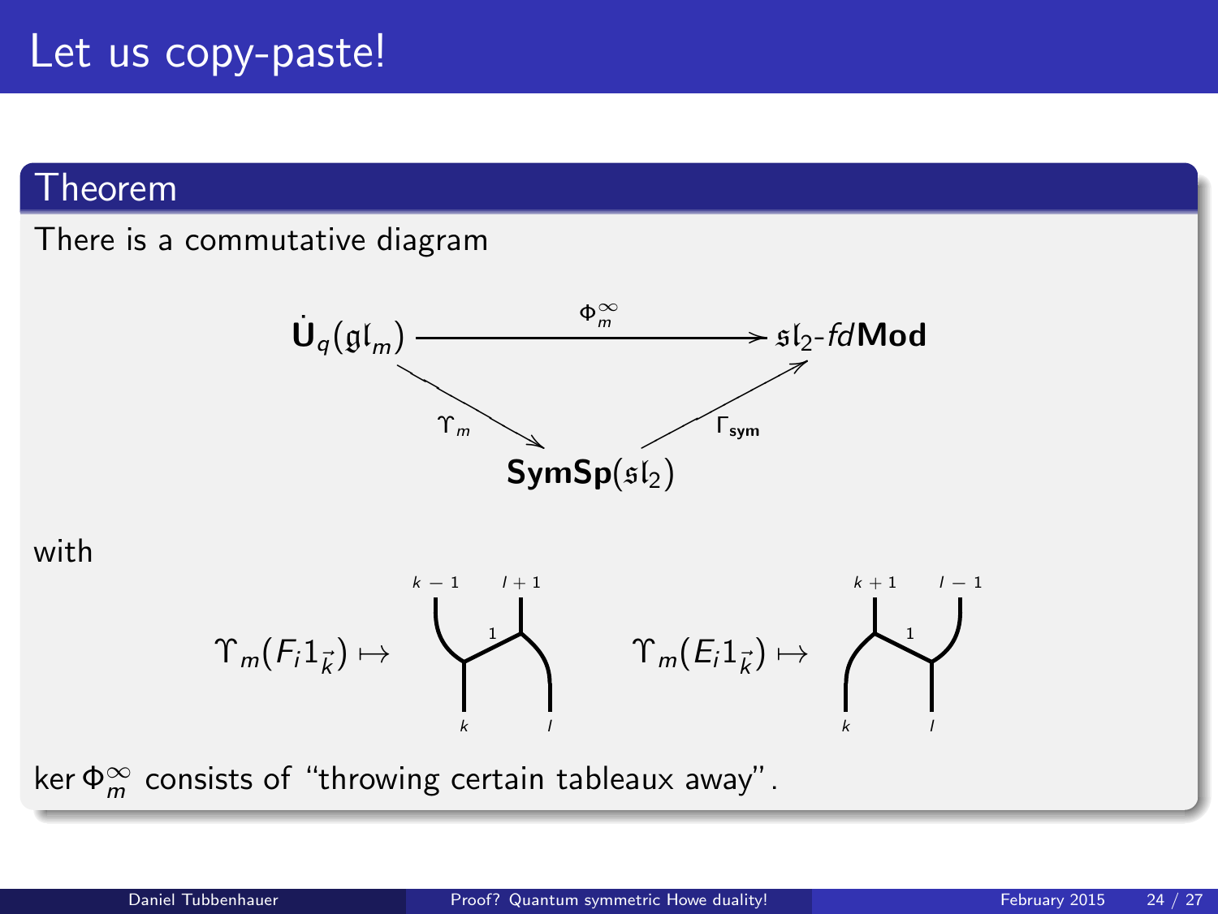# Let us copy-paste!

## Theorem

There is a commutative diagram

$$\begin{array}{ccc} \dot{\mathbf{U}}_q(\mathfrak{gl}_m) & \xrightarrow{\Phi_m^\infty} & \mathfrak{sl}_2\text{-}fd\mathbf{Mod} \\ & \searrow^{\Upsilon_m} \quad \nearrow_{\Gamma_{\mathbf{sym}}} & \\ & \mathbf{SymSp}(\mathfrak{sl}_2) & \end{array}$$

with

$\Upsilon_m(F_i 1_{\vec{k}}) \mapsto$ (web with bottom labels $k$, $l$, top labels $k-1$, $l+1$, middle edge labeled $1$) $\qquad \Upsilon_m(E_i 1_{\vec{k}}) \mapsto$ (web with bottom labels $k$, $l$, top labels $k+1$, $l-1$, middle edge labeled $1$)

$\ker \Phi_m^\infty$ consists of "throwing certain tableaux away".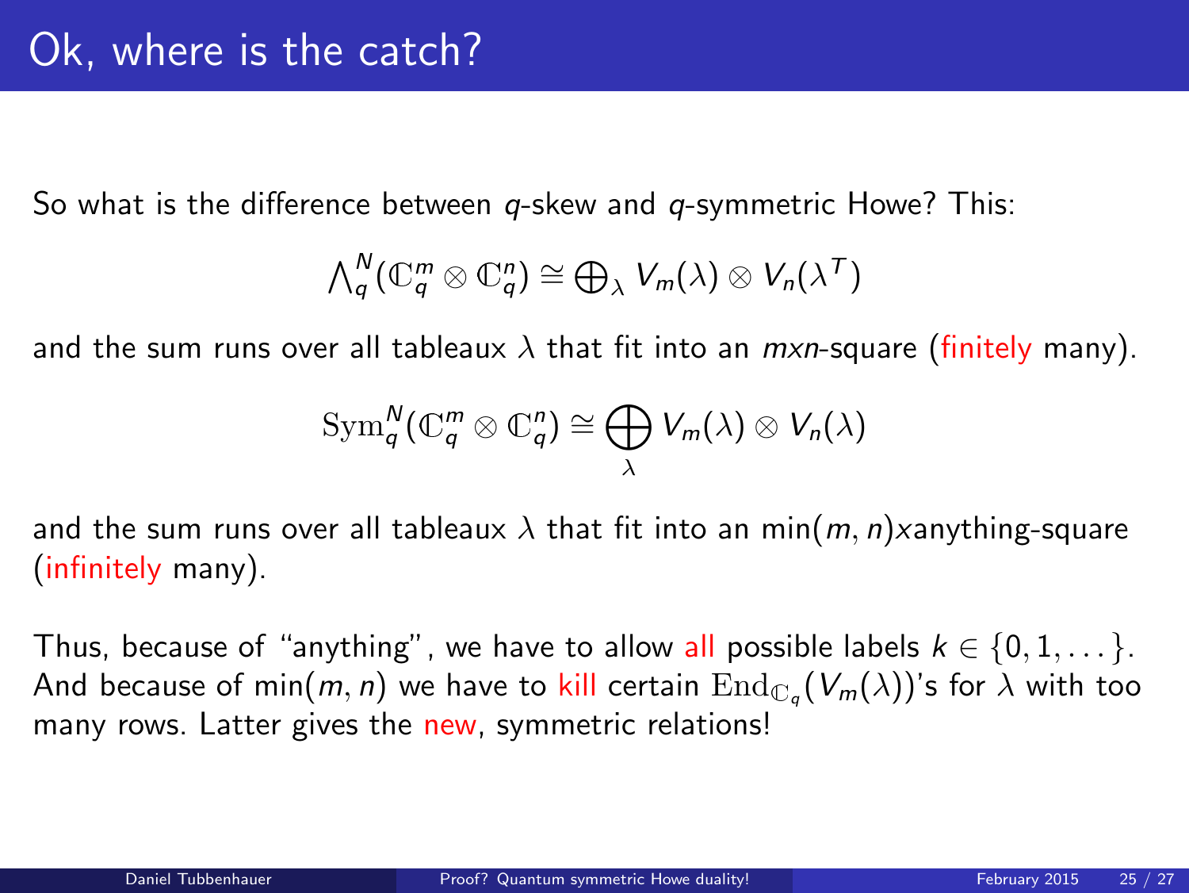# Ok, where is the catch?

So what is the difference between $q$-skew and $q$-symmetric Howe? This:

$$\bigwedge_q^N(\mathbb{C}_q^m \otimes \mathbb{C}_q^n) \cong \bigoplus_\lambda V_m(\lambda) \otimes V_n(\lambda^T)$$

and the sum runs over all tableaux $\lambda$ that fit into an $m$x$n$-square (finitely many).

$$\mathrm{Sym}_q^N(\mathbb{C}_q^m \otimes \mathbb{C}_q^n) \cong \bigoplus_\lambda V_m(\lambda) \otimes V_n(\lambda)$$

and the sum runs over all tableaux $\lambda$ that fit into an $\min(m,n)$xanything-square (infinitely many).

Thus, because of "anything", we have to allow all possible labels $k \in \{0,1,\dots\}$. And because of $\min(m,n)$ we have to kill certain $\mathrm{End}_{\mathbb{C}_q}(V_m(\lambda))$'s for $\lambda$ with too many rows. Latter gives the new, symmetric relations!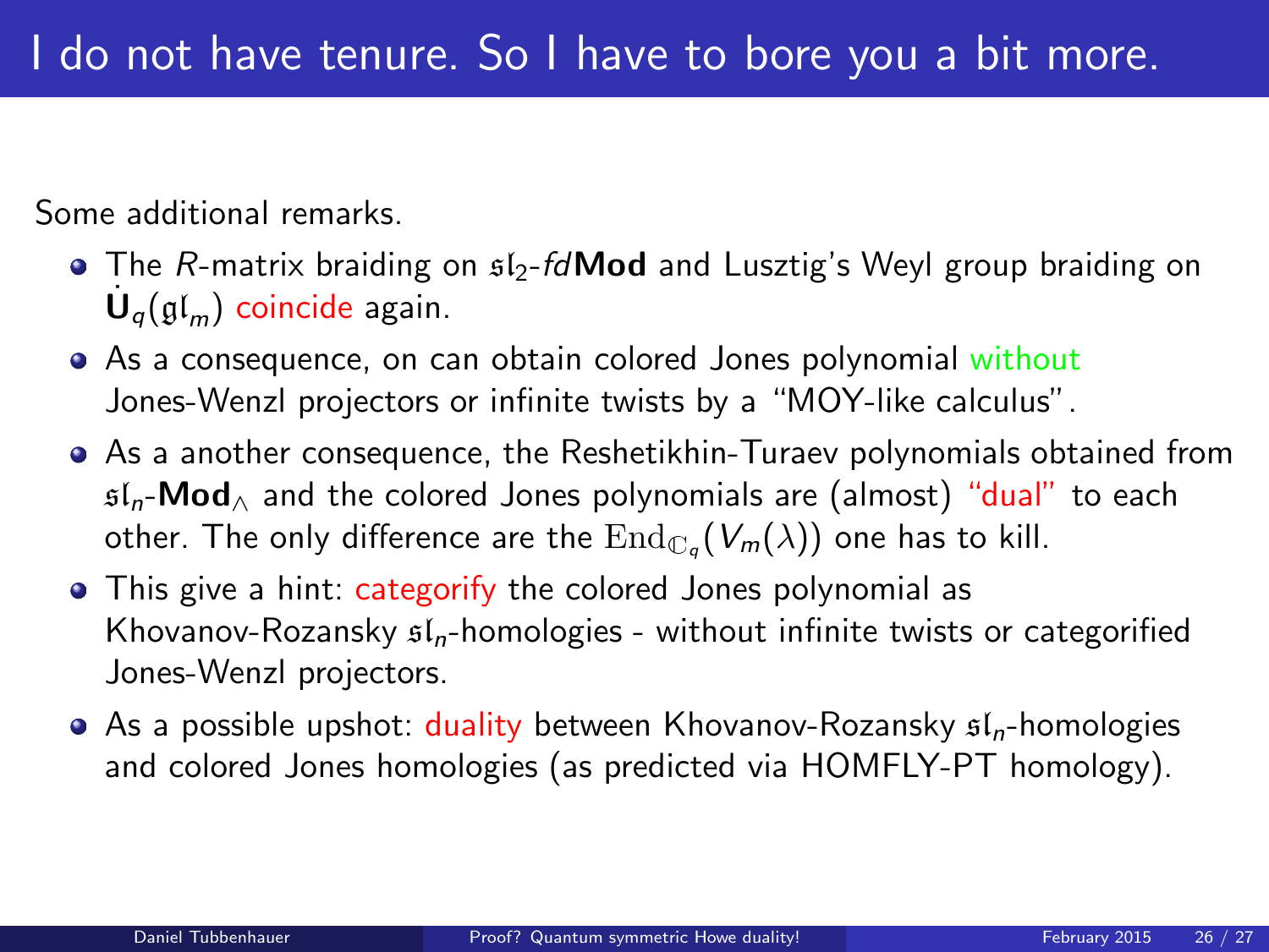# I do not have tenure. So I have to bore you a bit more.

Some additional remarks.

- The $R$-matrix braiding on $\mathfrak{sl}_2$-*fd***Mod** and Lusztig's Weyl group braiding on $\dot{\mathbf{U}}_q(\mathfrak{gl}_m)$ coincide again.
- As a consequence, on can obtain colored Jones polynomial without Jones-Wenzl projectors or infinite twists by a "MOY-like calculus".
- As a another consequence, the Reshetikhin-Turaev polynomials obtained from $\mathfrak{sl}_n$-$\mathbf{Mod}_\wedge$ and the colored Jones polynomials are (almost) "dual" to each other. The only difference are the $\mathrm{End}_{\mathbb{C}_q}(V_m(\lambda))$ one has to kill.
- This give a hint: categorify the colored Jones polynomial as Khovanov-Rozansky $\mathfrak{sl}_n$-homologies - without infinite twists or categorified Jones-Wenzl projectors.
- As a possible upshot: duality between Khovanov-Rozansky $\mathfrak{sl}_n$-homologies and colored Jones homologies (as predicted via HOMFLY-PT homology).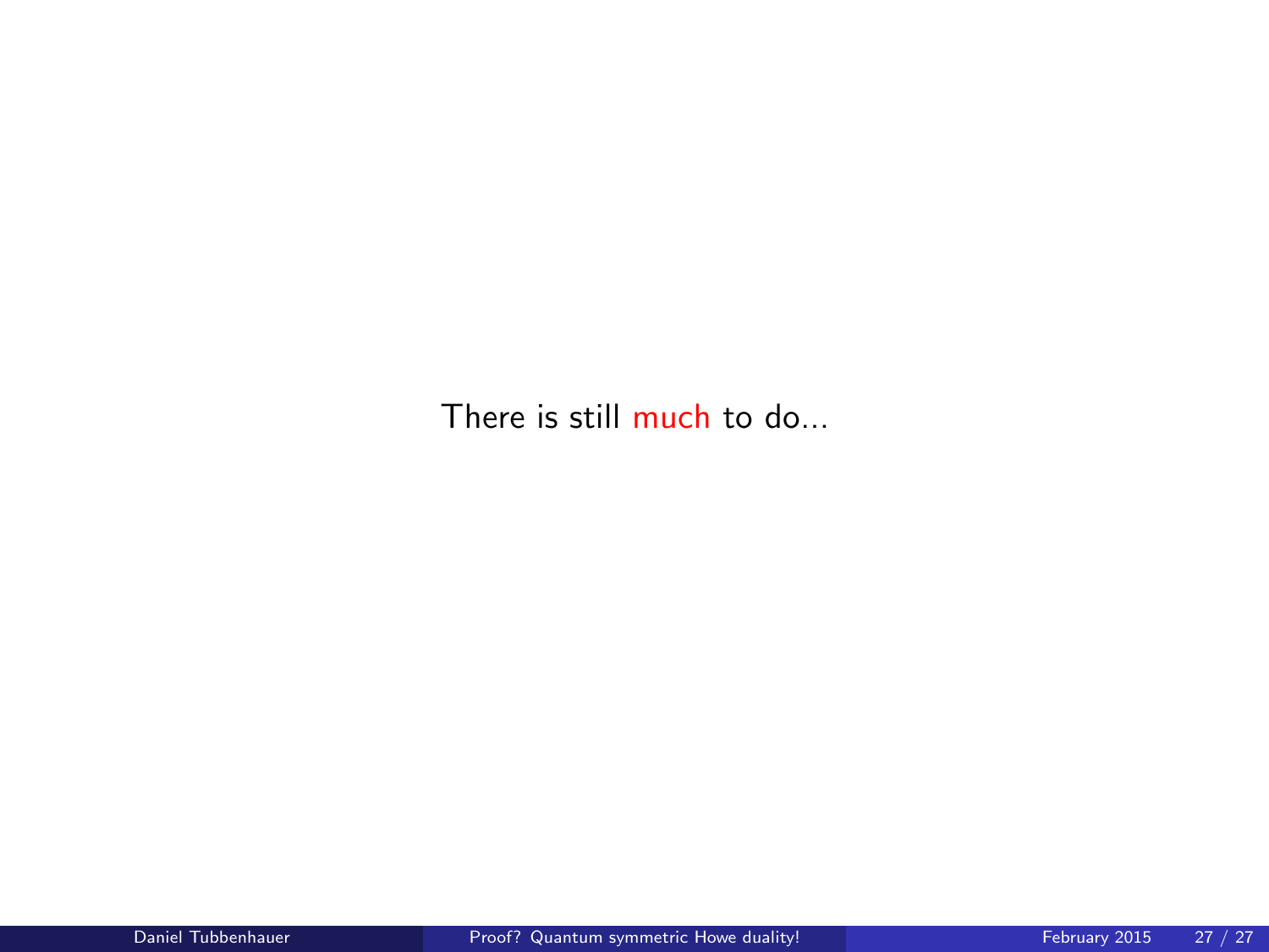There is still much to do...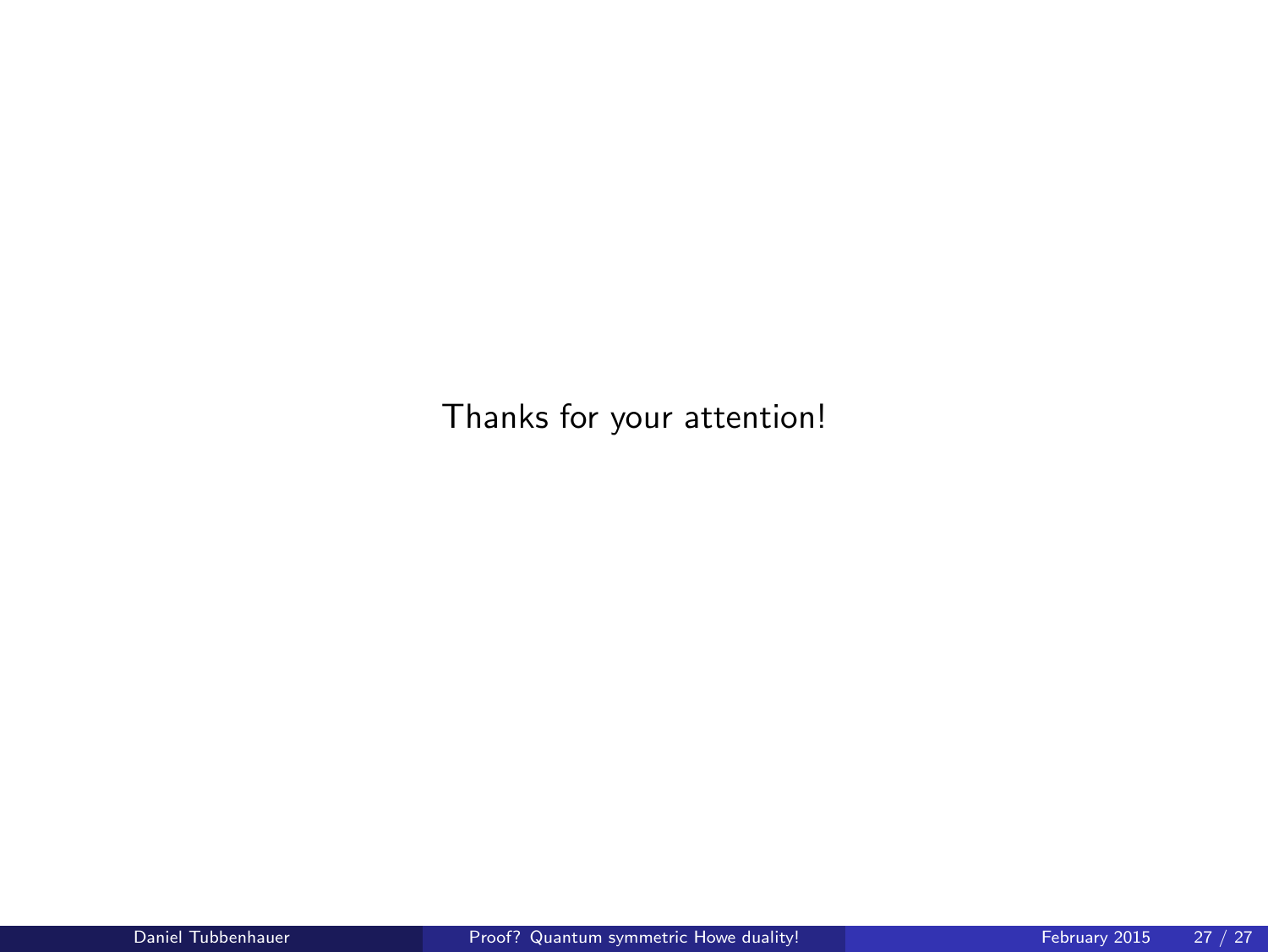Thanks for your attention!